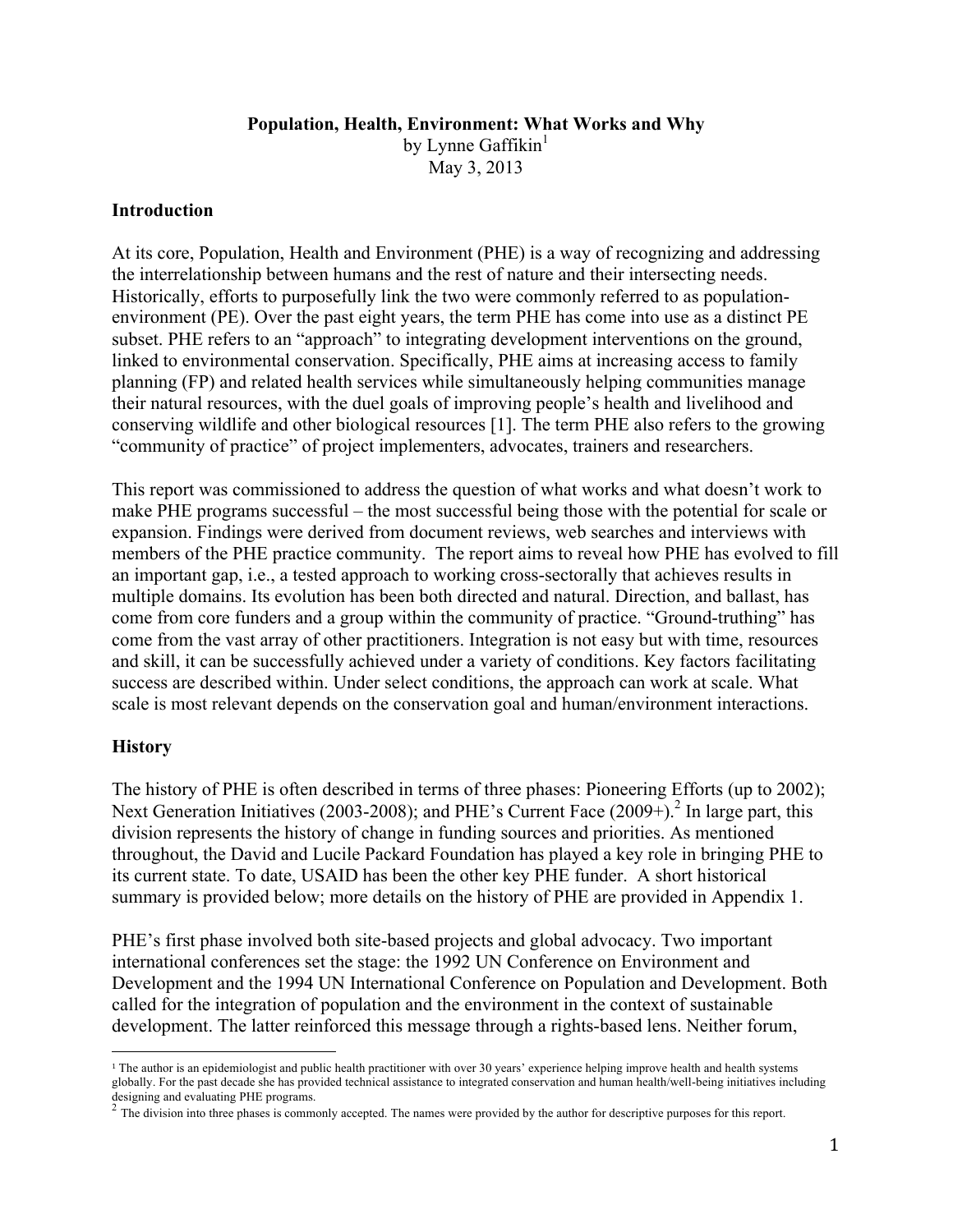# Population, Health, Environment: What Works and Why

by Lynne Gaffikin[1]

May 3, 2013

## Introduction

At its core, Population, Health and Environment (PHE) is a way of recognizing and addressing the interrelationship between humans and the rest of nature and their intersecting needs. Historically, efforts to purposefully link the two were commonly referred to as population-environment (PE). Over the past eight years, the term PHE has come into use as a distinct PE subset. PHE refers to an "approach" to integrating development interventions on the ground, linked to environmental conservation. Specifically, PHE aims at increasing access to family planning (FP) and related health services while simultaneously helping communities manage their natural resources, with the duel goals of improving people's health and livelihood and conserving wildlife and other biological resources [1]. The term PHE also refers to the growing "community of practice" of project implementers, advocates, trainers and researchers.

This report was commissioned to address the question of what works and what doesn't work to make PHE programs successful – the most successful being those with the potential for scale or expansion. Findings were derived from document reviews, web searches and interviews with members of the PHE practice community. The report aims to reveal how PHE has evolved to fill an important gap, i.e., a tested approach to working cross-sectorally that achieves results in multiple domains. Its evolution has been both directed and natural. Direction, and ballast, has come from core funders and a group within the community of practice. "Ground-truthing" has come from the vast array of other practitioners. Integration is not easy but with time, resources and skill, it can be successfully achieved under a variety of conditions. Key factors facilitating success are described within. Under select conditions, the approach can work at scale. What scale is most relevant depends on the conservation goal and human/environment interactions.

## History

The history of PHE is often described in terms of three phases: Pioneering Efforts (up to 2002); Next Generation Initiatives (2003-2008); and PHE's Current Face (2009+).[2] In large part, this division represents the history of change in funding sources and priorities. As mentioned throughout, the David and Lucile Packard Foundation has played a key role in bringing PHE to its current state. To date, USAID has been the other key PHE funder. A short historical summary is provided below; more details on the history of PHE are provided in Appendix 1.

PHE's first phase involved both site-based projects and global advocacy. Two important international conferences set the stage: the 1992 UN Conference on Environment and Development and the 1994 UN International Conference on Population and Development. Both called for the integration of population and the environment in the context of sustainable development. The latter reinforced this message through a rights-based lens. Neither forum,

---

[1] The author is an epidemiologist and public health practitioner with over 30 years' experience helping improve health and health systems globally. For the past decade she has provided technical assistance to integrated conservation and human health/well-being initiatives including designing and evaluating PHE programs.

[2] The division into three phases is commonly accepted. The names were provided by the author for descriptive purposes for this report.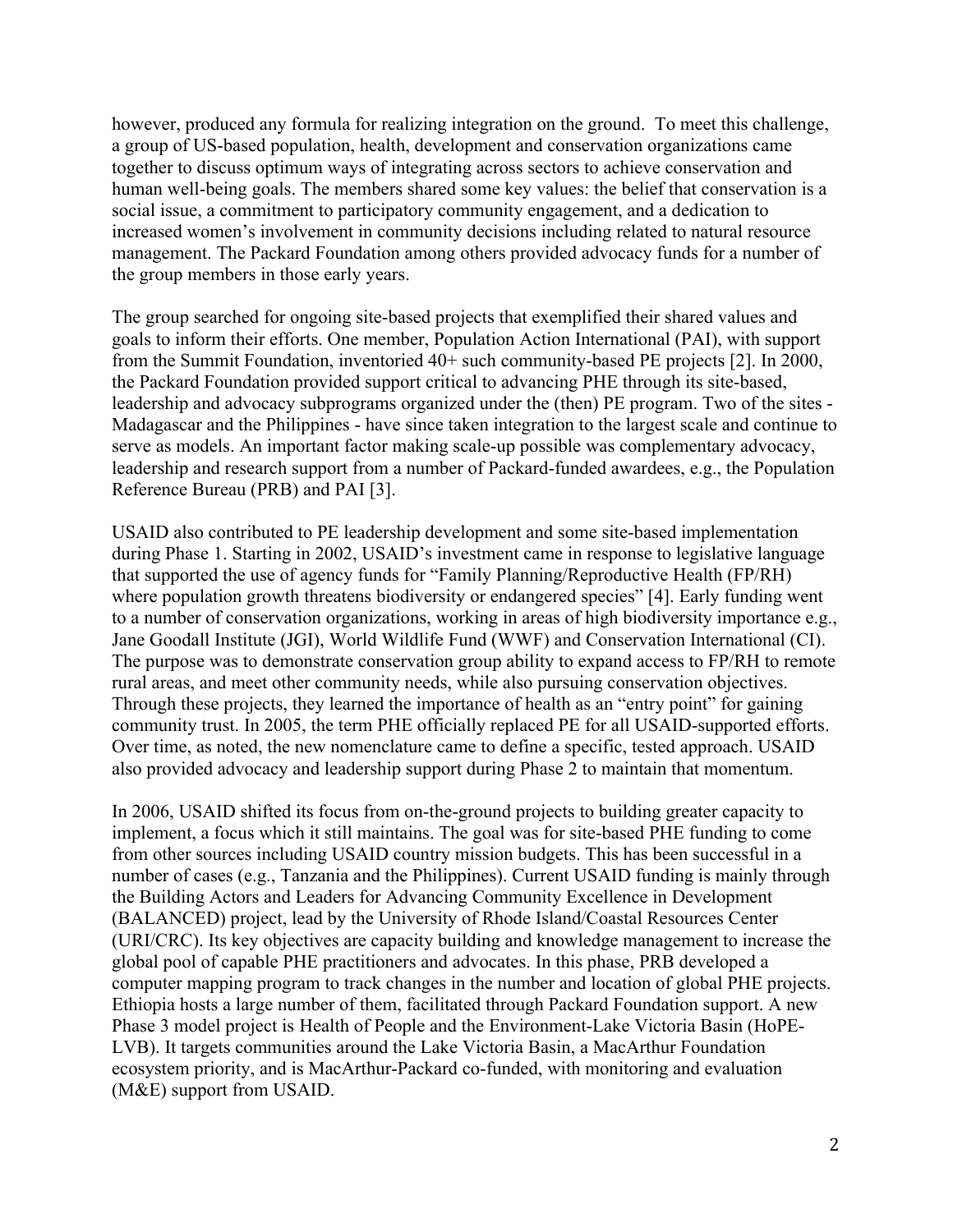however, produced any formula for realizing integration on the ground. To meet this challenge, a group of US-based population, health, development and conservation organizations came together to discuss optimum ways of integrating across sectors to achieve conservation and human well-being goals. The members shared some key values: the belief that conservation is a social issue, a commitment to participatory community engagement, and a dedication to increased women's involvement in community decisions including related to natural resource management. The Packard Foundation among others provided advocacy funds for a number of the group members in those early years.

The group searched for ongoing site-based projects that exemplified their shared values and goals to inform their efforts. One member, Population Action International (PAI), with support from the Summit Foundation, inventoried 40+ such community-based PE projects [2]. In 2000, the Packard Foundation provided support critical to advancing PHE through its site-based, leadership and advocacy subprograms organized under the (then) PE program. Two of the sites - Madagascar and the Philippines - have since taken integration to the largest scale and continue to serve as models. An important factor making scale-up possible was complementary advocacy, leadership and research support from a number of Packard-funded awardees, e.g., the Population Reference Bureau (PRB) and PAI [3].

USAID also contributed to PE leadership development and some site-based implementation during Phase 1. Starting in 2002, USAID's investment came in response to legislative language that supported the use of agency funds for "Family Planning/Reproductive Health (FP/RH) where population growth threatens biodiversity or endangered species" [4]. Early funding went to a number of conservation organizations, working in areas of high biodiversity importance e.g., Jane Goodall Institute (JGI), World Wildlife Fund (WWF) and Conservation International (CI). The purpose was to demonstrate conservation group ability to expand access to FP/RH to remote rural areas, and meet other community needs, while also pursuing conservation objectives. Through these projects, they learned the importance of health as an "entry point" for gaining community trust. In 2005, the term PHE officially replaced PE for all USAID-supported efforts. Over time, as noted, the new nomenclature came to define a specific, tested approach. USAID also provided advocacy and leadership support during Phase 2 to maintain that momentum.

In 2006, USAID shifted its focus from on-the-ground projects to building greater capacity to implement, a focus which it still maintains. The goal was for site-based PHE funding to come from other sources including USAID country mission budgets. This has been successful in a number of cases (e.g., Tanzania and the Philippines). Current USAID funding is mainly through the Building Actors and Leaders for Advancing Community Excellence in Development (BALANCED) project, lead by the University of Rhode Island/Coastal Resources Center (URI/CRC). Its key objectives are capacity building and knowledge management to increase the global pool of capable PHE practitioners and advocates. In this phase, PRB developed a computer mapping program to track changes in the number and location of global PHE projects. Ethiopia hosts a large number of them, facilitated through Packard Foundation support. A new Phase 3 model project is Health of People and the Environment-Lake Victoria Basin (HoPE-LVB). It targets communities around the Lake Victoria Basin, a MacArthur Foundation ecosystem priority, and is MacArthur-Packard co-funded, with monitoring and evaluation (M&E) support from USAID.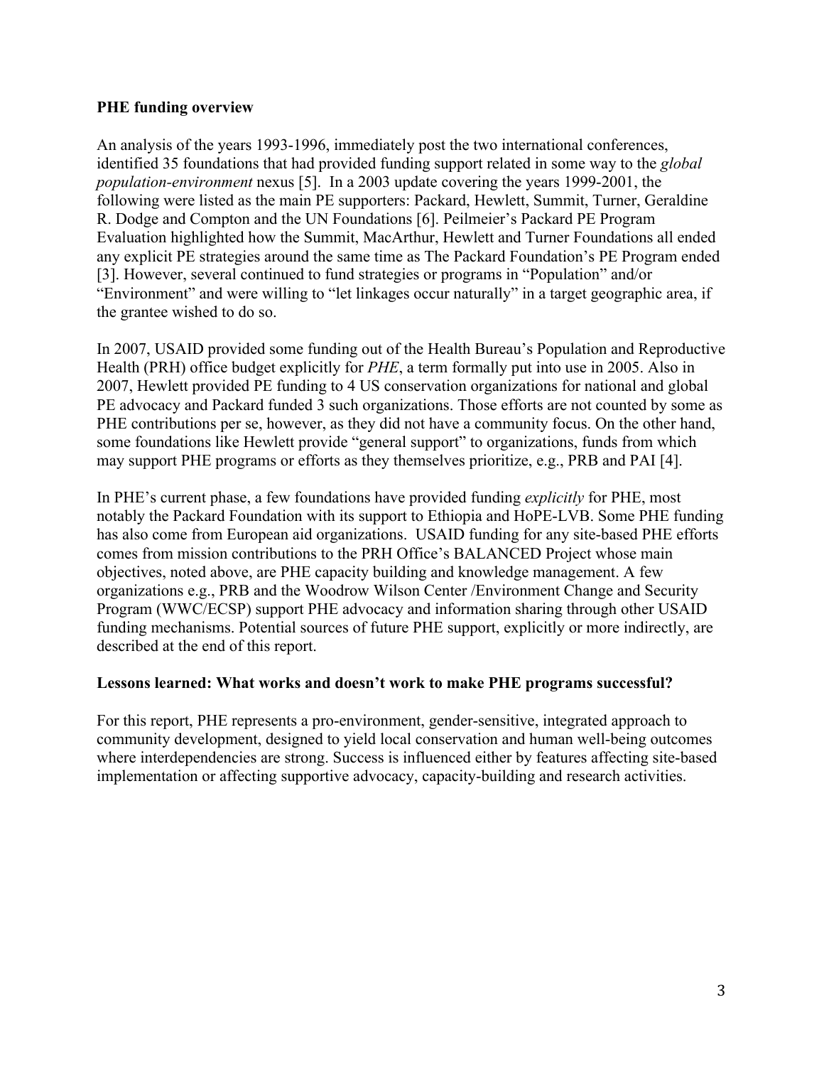**PHE funding overview**

An analysis of the years 1993-1996, immediately post the two international conferences, identified 35 foundations that had provided funding support related in some way to the *global population-environment* nexus [5]. In a 2003 update covering the years 1999-2001, the following were listed as the main PE supporters: Packard, Hewlett, Summit, Turner, Geraldine R. Dodge and Compton and the UN Foundations [6]. Peilmeier's Packard PE Program Evaluation highlighted how the Summit, MacArthur, Hewlett and Turner Foundations all ended any explicit PE strategies around the same time as The Packard Foundation's PE Program ended [3]. However, several continued to fund strategies or programs in "Population" and/or "Environment" and were willing to "let linkages occur naturally" in a target geographic area, if the grantee wished to do so.

In 2007, USAID provided some funding out of the Health Bureau's Population and Reproductive Health (PRH) office budget explicitly for *PHE*, a term formally put into use in 2005. Also in 2007, Hewlett provided PE funding to 4 US conservation organizations for national and global PE advocacy and Packard funded 3 such organizations. Those efforts are not counted by some as PHE contributions per se, however, as they did not have a community focus. On the other hand, some foundations like Hewlett provide "general support" to organizations, funds from which may support PHE programs or efforts as they themselves prioritize, e.g., PRB and PAI [4].

In PHE's current phase, a few foundations have provided funding *explicitly* for PHE, most notably the Packard Foundation with its support to Ethiopia and HoPE-LVB. Some PHE funding has also come from European aid organizations. USAID funding for any site-based PHE efforts comes from mission contributions to the PRH Office's BALANCED Project whose main objectives, noted above, are PHE capacity building and knowledge management. A few organizations e.g., PRB and the Woodrow Wilson Center /Environment Change and Security Program (WWC/ECSP) support PHE advocacy and information sharing through other USAID funding mechanisms. Potential sources of future PHE support, explicitly or more indirectly, are described at the end of this report.

**Lessons learned: What works and doesn't work to make PHE programs successful?**

For this report, PHE represents a pro-environment, gender-sensitive, integrated approach to community development, designed to yield local conservation and human well-being outcomes where interdependencies are strong. Success is influenced either by features affecting site-based implementation or affecting supportive advocacy, capacity-building and research activities.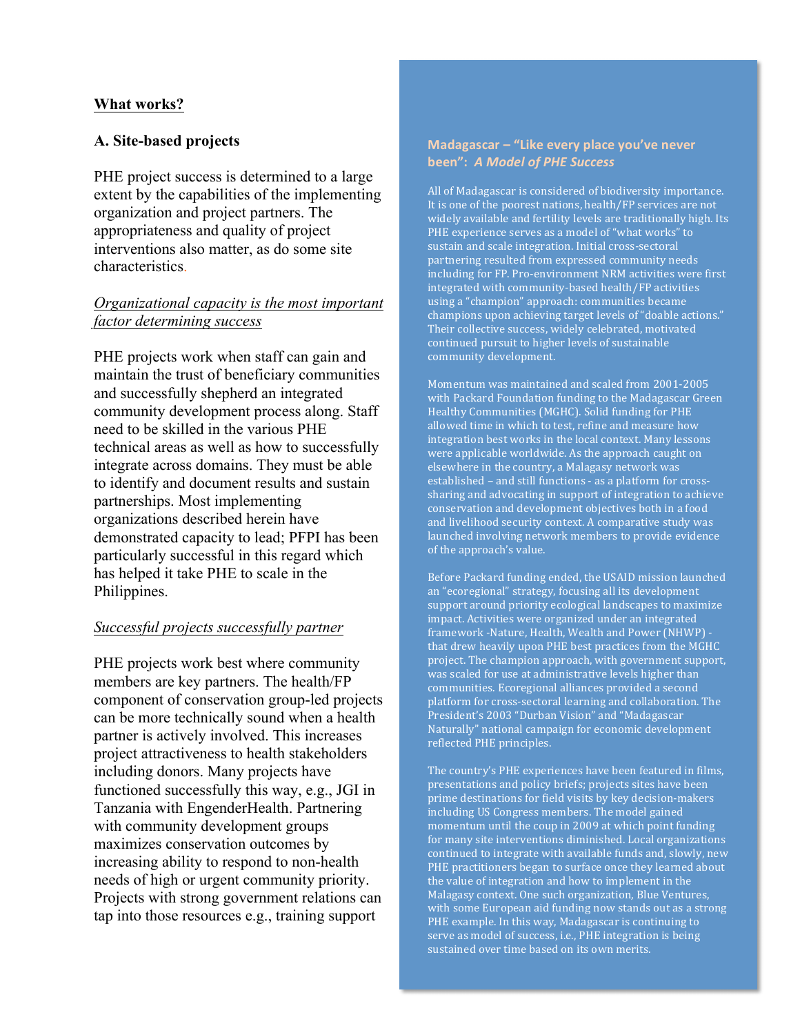## What works?

### A. Site-based projects

PHE project success is determined to a large extent by the capabilities of the implementing organization and project partners. The appropriateness and quality of project interventions also matter, as do some site characteristics.

*Organizational capacity is the most important factor determining success*

PHE projects work when staff can gain and maintain the trust of beneficiary communities and successfully shepherd an integrated community development process along. Staff need to be skilled in the various PHE technical areas as well as how to successfully integrate across domains. They must be able to identify and document results and sustain partnerships. Most implementing organizations described herein have demonstrated capacity to lead; PFPI has been particularly successful in this regard which has helped it take PHE to scale in the Philippines.

*Successful projects successfully partner*

PHE projects work best where community members are key partners. The health/FP component of conservation group-led projects can be more technically sound when a health partner is actively involved. This increases project attractiveness to health stakeholders including donors. Many projects have functioned successfully this way, e.g., JGI in Tanzania with EngenderHealth. Partnering with community development groups maximizes conservation outcomes by increasing ability to respond to non-health needs of high or urgent community priority. Projects with strong government relations can tap into those resources e.g., training support

**Madagascar – "Like every place you've never been":** ***A Model of PHE Success***

All of Madagascar is considered of biodiversity importance. It is one of the poorest nations, health/FP services are not widely available and fertility levels are traditionally high. Its PHE experience serves as a model of "what works" to sustain and scale integration. Initial cross-sectoral partnering resulted from expressed community needs including for FP. Pro-environment NRM activities were first integrated with community-based health/FP activities using a "champion" approach: communities became champions upon achieving target levels of "doable actions." Their collective success, widely celebrated, motivated continued pursuit to higher levels of sustainable community development.

Momentum was maintained and scaled from 2001-2005 with Packard Foundation funding to the Madagascar Green Healthy Communities (MGHC). Solid funding for PHE allowed time in which to test, refine and measure how integration best works in the local context. Many lessons were applicable worldwide. As the approach caught on elsewhere in the country, a Malagasy network was established – and still functions - as a platform for cross-sharing and advocating in support of integration to achieve conservation and development objectives both in a food and livelihood security context. A comparative study was launched involving network members to provide evidence of the approach's value.

Before Packard funding ended, the USAID mission launched an "ecoregional" strategy, focusing all its development support around priority ecological landscapes to maximize impact. Activities were organized under an integrated framework -Nature, Health, Wealth and Power (NHWP) - that drew heavily upon PHE best practices from the MGHC project. The champion approach, with government support, was scaled for use at administrative levels higher than communities. Ecoregional alliances provided a second platform for cross-sectoral learning and collaboration. The President's 2003 "Durban Vision" and "Madagascar Naturally" national campaign for economic development reflected PHE principles.

The country's PHE experiences have been featured in films, presentations and policy briefs; projects sites have been prime destinations for field visits by key decision-makers including US Congress members. The model gained momentum until the coup in 2009 at which point funding for many site interventions diminished. Local organizations continued to integrate with available funds and, slowly, new PHE practitioners began to surface once they learned about the value of integration and how to implement in the Malagasy context. One such organization, Blue Ventures, with some European aid funding now stands out as a strong PHE example. In this way, Madagascar is continuing to serve as model of success, i.e., PHE integration is being sustained over time based on its own merits.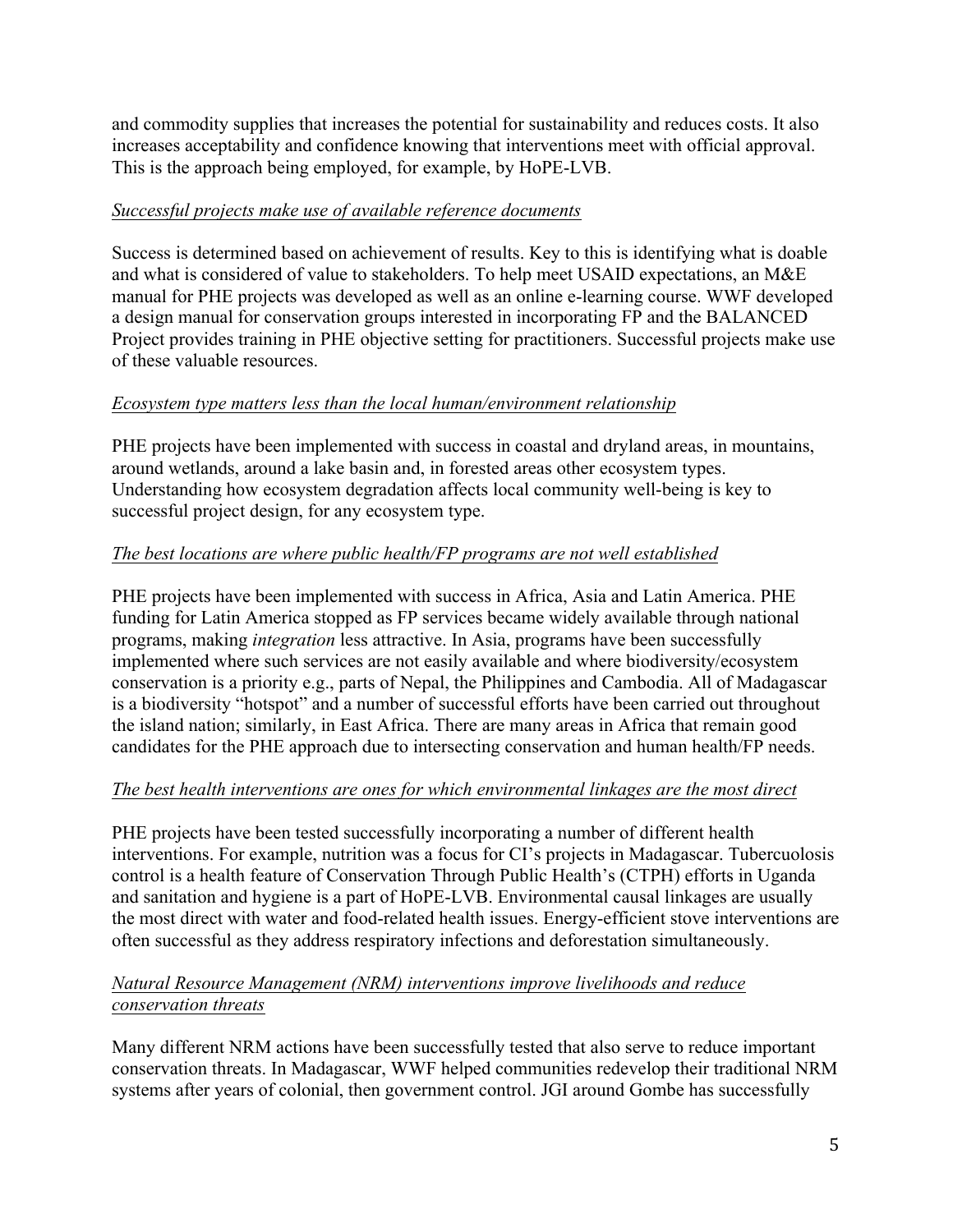and commodity supplies that increases the potential for sustainability and reduces costs. It also increases acceptability and confidence knowing that interventions meet with official approval. This is the approach being employed, for example, by HoPE-LVB.

*Successful projects make use of available reference documents*

Success is determined based on achievement of results. Key to this is identifying what is doable and what is considered of value to stakeholders. To help meet USAID expectations, an M&E manual for PHE projects was developed as well as an online e-learning course. WWF developed a design manual for conservation groups interested in incorporating FP and the BALANCED Project provides training in PHE objective setting for practitioners. Successful projects make use of these valuable resources.

*Ecosystem type matters less than the local human/environment relationship*

PHE projects have been implemented with success in coastal and dryland areas, in mountains, around wetlands, around a lake basin and, in forested areas other ecosystem types. Understanding how ecosystem degradation affects local community well-being is key to successful project design, for any ecosystem type.

*The best locations are where public health/FP programs are not well established*

PHE projects have been implemented with success in Africa, Asia and Latin America. PHE funding for Latin America stopped as FP services became widely available through national programs, making *integration* less attractive. In Asia, programs have been successfully implemented where such services are not easily available and where biodiversity/ecosystem conservation is a priority e.g., parts of Nepal, the Philippines and Cambodia. All of Madagascar is a biodiversity "hotspot" and a number of successful efforts have been carried out throughout the island nation; similarly, in East Africa. There are many areas in Africa that remain good candidates for the PHE approach due to intersecting conservation and human health/FP needs.

*The best health interventions are ones for which environmental linkages are the most direct*

PHE projects have been tested successfully incorporating a number of different health interventions. For example, nutrition was a focus for CI's projects in Madagascar. Tubercuolosis control is a health feature of Conservation Through Public Health's (CTPH) efforts in Uganda and sanitation and hygiene is a part of HoPE-LVB. Environmental causal linkages are usually the most direct with water and food-related health issues. Energy-efficient stove interventions are often successful as they address respiratory infections and deforestation simultaneously.

*Natural Resource Management (NRM) interventions improve livelihoods and reduce conservation threats*

Many different NRM actions have been successfully tested that also serve to reduce important conservation threats. In Madagascar, WWF helped communities redevelop their traditional NRM systems after years of colonial, then government control. JGI around Gombe has successfully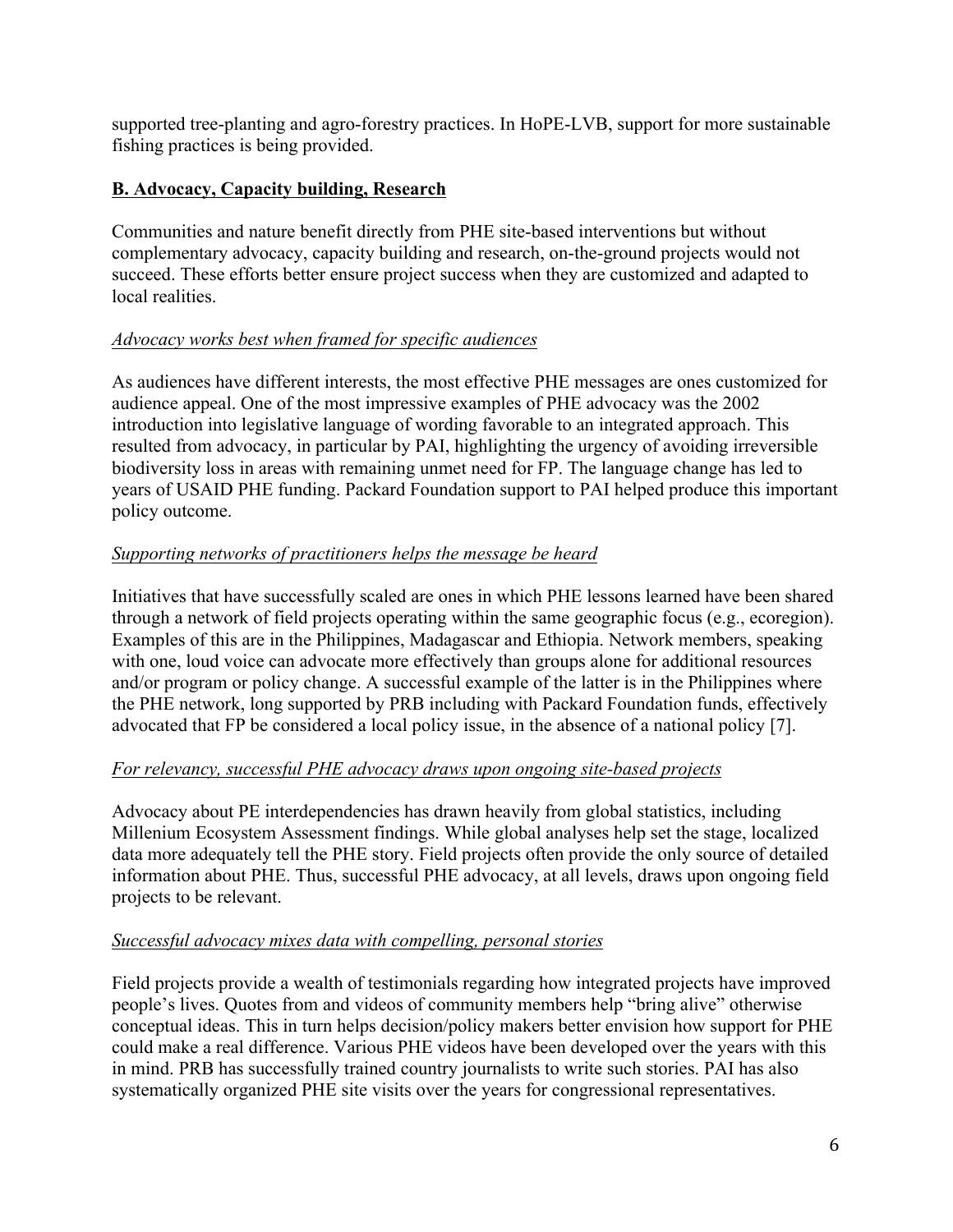supported tree-planting and agro-forestry practices. In HoPE-LVB, support for more sustainable fishing practices is being provided.

## B. Advocacy, Capacity building, Research

Communities and nature benefit directly from PHE site-based interventions but without complementary advocacy, capacity building and research, on-the-ground projects would not succeed. These efforts better ensure project success when they are customized and adapted to local realities.

*Advocacy works best when framed for specific audiences*

As audiences have different interests, the most effective PHE messages are ones customized for audience appeal. One of the most impressive examples of PHE advocacy was the 2002 introduction into legislative language of wording favorable to an integrated approach. This resulted from advocacy, in particular by PAI, highlighting the urgency of avoiding irreversible biodiversity loss in areas with remaining unmet need for FP. The language change has led to years of USAID PHE funding. Packard Foundation support to PAI helped produce this important policy outcome.

*Supporting networks of practitioners helps the message be heard*

Initiatives that have successfully scaled are ones in which PHE lessons learned have been shared through a network of field projects operating within the same geographic focus (e.g., ecoregion). Examples of this are in the Philippines, Madagascar and Ethiopia. Network members, speaking with one, loud voice can advocate more effectively than groups alone for additional resources and/or program or policy change. A successful example of the latter is in the Philippines where the PHE network, long supported by PRB including with Packard Foundation funds, effectively advocated that FP be considered a local policy issue, in the absence of a national policy [7].

*For relevancy, successful PHE advocacy draws upon ongoing site-based projects*

Advocacy about PE interdependencies has drawn heavily from global statistics, including Millenium Ecosystem Assessment findings. While global analyses help set the stage, localized data more adequately tell the PHE story. Field projects often provide the only source of detailed information about PHE. Thus, successful PHE advocacy, at all levels, draws upon ongoing field projects to be relevant.

*Successful advocacy mixes data with compelling, personal stories*

Field projects provide a wealth of testimonials regarding how integrated projects have improved people's lives. Quotes from and videos of community members help "bring alive" otherwise conceptual ideas. This in turn helps decision/policy makers better envision how support for PHE could make a real difference. Various PHE videos have been developed over the years with this in mind. PRB has successfully trained country journalists to write such stories. PAI has also systematically organized PHE site visits over the years for congressional representatives.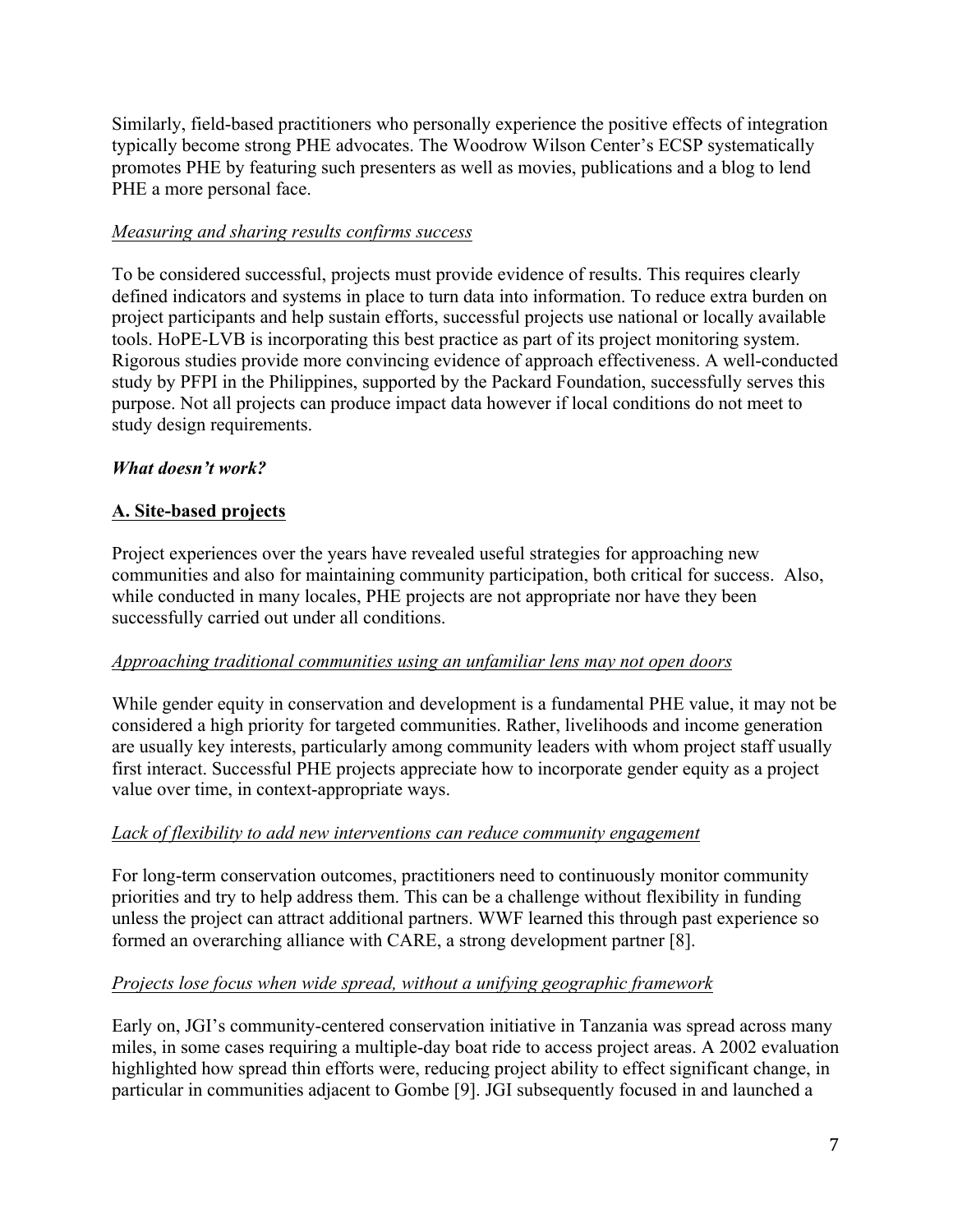Similarly, field-based practitioners who personally experience the positive effects of integration typically become strong PHE advocates. The Woodrow Wilson Center's ECSP systematically promotes PHE by featuring such presenters as well as movies, publications and a blog to lend PHE a more personal face.

*Measuring and sharing results confirms success*

To be considered successful, projects must provide evidence of results. This requires clearly defined indicators and systems in place to turn data into information. To reduce extra burden on project participants and help sustain efforts, successful projects use national or locally available tools. HoPE-LVB is incorporating this best practice as part of its project monitoring system. Rigorous studies provide more convincing evidence of approach effectiveness. A well-conducted study by PFPI in the Philippines, supported by the Packard Foundation, successfully serves this purpose. Not all projects can produce impact data however if local conditions do not meet to study design requirements.

***What doesn't work?***

## A. Site-based projects

Project experiences over the years have revealed useful strategies for approaching new communities and also for maintaining community participation, both critical for success. Also, while conducted in many locales, PHE projects are not appropriate nor have they been successfully carried out under all conditions.

*Approaching traditional communities using an unfamiliar lens may not open doors*

While gender equity in conservation and development is a fundamental PHE value, it may not be considered a high priority for targeted communities. Rather, livelihoods and income generation are usually key interests, particularly among community leaders with whom project staff usually first interact. Successful PHE projects appreciate how to incorporate gender equity as a project value over time, in context-appropriate ways.

*Lack of flexibility to add new interventions can reduce community engagement*

For long-term conservation outcomes, practitioners need to continuously monitor community priorities and try to help address them. This can be a challenge without flexibility in funding unless the project can attract additional partners. WWF learned this through past experience so formed an overarching alliance with CARE, a strong development partner [8].

*Projects lose focus when wide spread, without a unifying geographic framework*

Early on, JGI's community-centered conservation initiative in Tanzania was spread across many miles, in some cases requiring a multiple-day boat ride to access project areas. A 2002 evaluation highlighted how spread thin efforts were, reducing project ability to effect significant change, in particular in communities adjacent to Gombe [9]. JGI subsequently focused in and launched a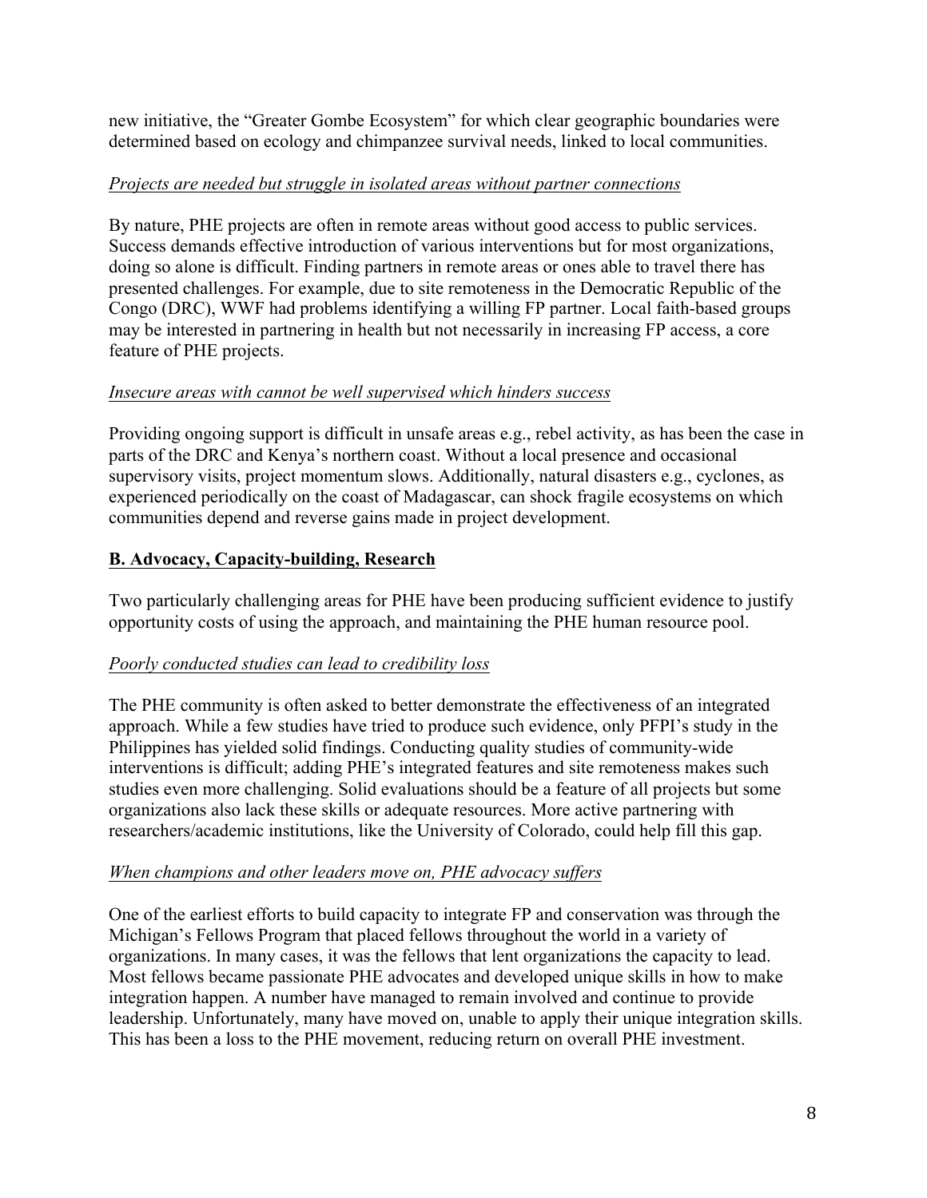new initiative, the "Greater Gombe Ecosystem" for which clear geographic boundaries were determined based on ecology and chimpanzee survival needs, linked to local communities.

*Projects are needed but struggle in isolated areas without partner connections*

By nature, PHE projects are often in remote areas without good access to public services. Success demands effective introduction of various interventions but for most organizations, doing so alone is difficult. Finding partners in remote areas or ones able to travel there has presented challenges. For example, due to site remoteness in the Democratic Republic of the Congo (DRC), WWF had problems identifying a willing FP partner. Local faith-based groups may be interested in partnering in health but not necessarily in increasing FP access, a core feature of PHE projects.

*Insecure areas with cannot be well supervised which hinders success*

Providing ongoing support is difficult in unsafe areas e.g., rebel activity, as has been the case in parts of the DRC and Kenya's northern coast. Without a local presence and occasional supervisory visits, project momentum slows. Additionally, natural disasters e.g., cyclones, as experienced periodically on the coast of Madagascar, can shock fragile ecosystems on which communities depend and reverse gains made in project development.

## B. Advocacy, Capacity-building, Research

Two particularly challenging areas for PHE have been producing sufficient evidence to justify opportunity costs of using the approach, and maintaining the PHE human resource pool.

*Poorly conducted studies can lead to credibility loss*

The PHE community is often asked to better demonstrate the effectiveness of an integrated approach. While a few studies have tried to produce such evidence, only PFPI's study in the Philippines has yielded solid findings. Conducting quality studies of community-wide interventions is difficult; adding PHE's integrated features and site remoteness makes such studies even more challenging. Solid evaluations should be a feature of all projects but some organizations also lack these skills or adequate resources. More active partnering with researchers/academic institutions, like the University of Colorado, could help fill this gap.

*When champions and other leaders move on, PHE advocacy suffers*

One of the earliest efforts to build capacity to integrate FP and conservation was through the Michigan's Fellows Program that placed fellows throughout the world in a variety of organizations. In many cases, it was the fellows that lent organizations the capacity to lead. Most fellows became passionate PHE advocates and developed unique skills in how to make integration happen. A number have managed to remain involved and continue to provide leadership. Unfortunately, many have moved on, unable to apply their unique integration skills. This has been a loss to the PHE movement, reducing return on overall PHE investment.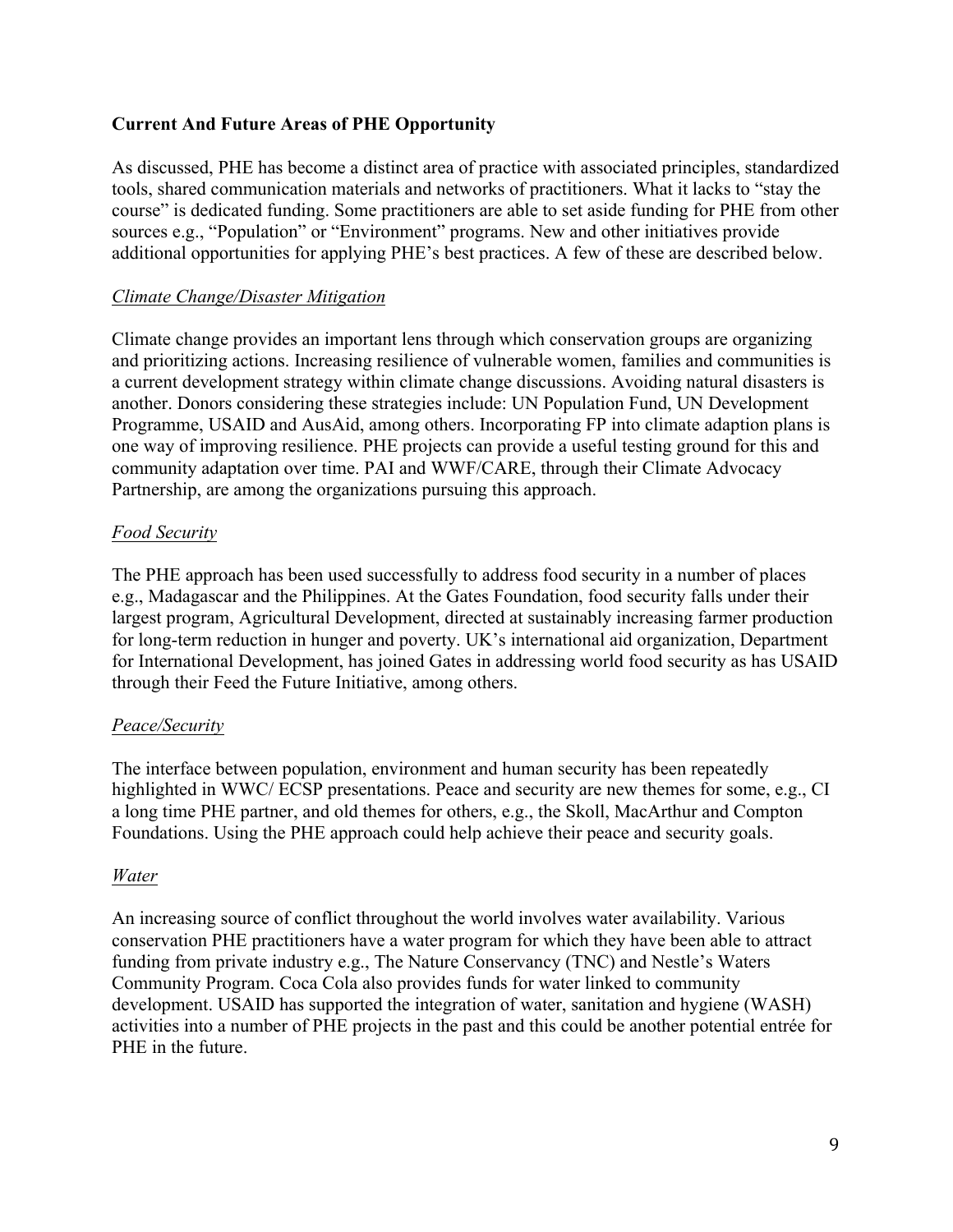**Current And Future Areas of PHE Opportunity**

As discussed, PHE has become a distinct area of practice with associated principles, standardized tools, shared communication materials and networks of practitioners. What it lacks to "stay the course" is dedicated funding. Some practitioners are able to set aside funding for PHE from other sources e.g., "Population" or "Environment" programs. New and other initiatives provide additional opportunities for applying PHE's best practices. A few of these are described below.

*Climate Change/Disaster Mitigation*

Climate change provides an important lens through which conservation groups are organizing and prioritizing actions. Increasing resilience of vulnerable women, families and communities is a current development strategy within climate change discussions. Avoiding natural disasters is another. Donors considering these strategies include: UN Population Fund, UN Development Programme, USAID and AusAid, among others. Incorporating FP into climate adaption plans is one way of improving resilience. PHE projects can provide a useful testing ground for this and community adaptation over time. PAI and WWF/CARE, through their Climate Advocacy Partnership, are among the organizations pursuing this approach.

*Food Security*

The PHE approach has been used successfully to address food security in a number of places e.g., Madagascar and the Philippines. At the Gates Foundation, food security falls under their largest program, Agricultural Development, directed at sustainably increasing farmer production for long-term reduction in hunger and poverty. UK's international aid organization, Department for International Development, has joined Gates in addressing world food security as has USAID through their Feed the Future Initiative, among others.

*Peace/Security*

The interface between population, environment and human security has been repeatedly highlighted in WWC/ ECSP presentations. Peace and security are new themes for some, e.g., CI a long time PHE partner, and old themes for others, e.g., the Skoll, MacArthur and Compton Foundations. Using the PHE approach could help achieve their peace and security goals.

*Water*

An increasing source of conflict throughout the world involves water availability. Various conservation PHE practitioners have a water program for which they have been able to attract funding from private industry e.g., The Nature Conservancy (TNC) and Nestle's Waters Community Program. Coca Cola also provides funds for water linked to community development. USAID has supported the integration of water, sanitation and hygiene (WASH) activities into a number of PHE projects in the past and this could be another potential entrée for PHE in the future.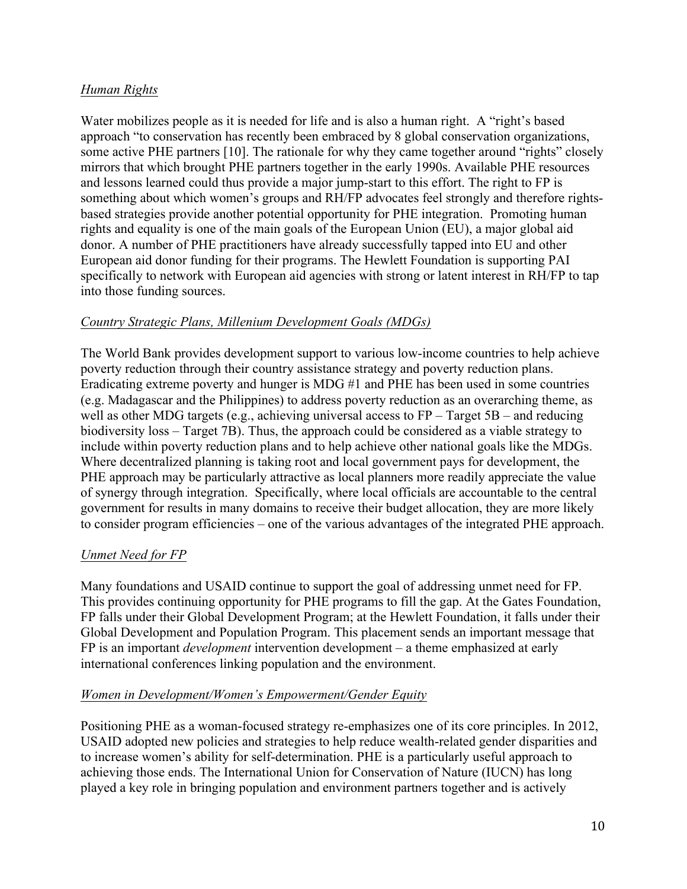*Human Rights*

Water mobilizes people as it is needed for life and is also a human right. A "right's based approach "to conservation has recently been embraced by 8 global conservation organizations, some active PHE partners [10]. The rationale for why they came together around "rights" closely mirrors that which brought PHE partners together in the early 1990s. Available PHE resources and lessons learned could thus provide a major jump-start to this effort. The right to FP is something about which women's groups and RH/FP advocates feel strongly and therefore rights-based strategies provide another potential opportunity for PHE integration. Promoting human rights and equality is one of the main goals of the European Union (EU), a major global aid donor. A number of PHE practitioners have already successfully tapped into EU and other European aid donor funding for their programs. The Hewlett Foundation is supporting PAI specifically to network with European aid agencies with strong or latent interest in RH/FP to tap into those funding sources.

*Country Strategic Plans, Millenium Development Goals (MDGs)*

The World Bank provides development support to various low-income countries to help achieve poverty reduction through their country assistance strategy and poverty reduction plans. Eradicating extreme poverty and hunger is MDG #1 and PHE has been used in some countries (e.g. Madagascar and the Philippines) to address poverty reduction as an overarching theme, as well as other MDG targets (e.g., achieving universal access to FP – Target 5B – and reducing biodiversity loss – Target 7B). Thus, the approach could be considered as a viable strategy to include within poverty reduction plans and to help achieve other national goals like the MDGs. Where decentralized planning is taking root and local government pays for development, the PHE approach may be particularly attractive as local planners more readily appreciate the value of synergy through integration. Specifically, where local officials are accountable to the central government for results in many domains to receive their budget allocation, they are more likely to consider program efficiencies – one of the various advantages of the integrated PHE approach.

*Unmet Need for FP*

Many foundations and USAID continue to support the goal of addressing unmet need for FP. This provides continuing opportunity for PHE programs to fill the gap. At the Gates Foundation, FP falls under their Global Development Program; at the Hewlett Foundation, it falls under their Global Development and Population Program. This placement sends an important message that FP is an important *development* intervention development – a theme emphasized at early international conferences linking population and the environment.

*Women in Development/Women's Empowerment/Gender Equity*

Positioning PHE as a woman-focused strategy re-emphasizes one of its core principles. In 2012, USAID adopted new policies and strategies to help reduce wealth-related gender disparities and to increase women's ability for self-determination. PHE is a particularly useful approach to achieving those ends. The International Union for Conservation of Nature (IUCN) has long played a key role in bringing population and environment partners together and is actively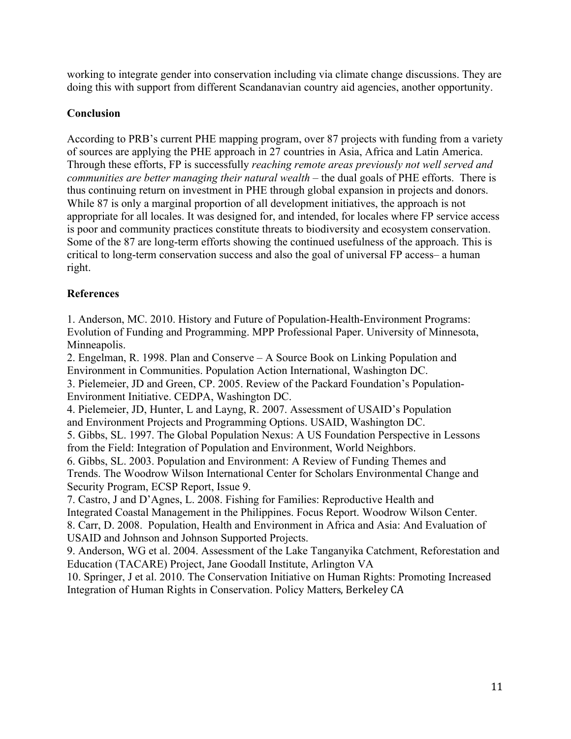working to integrate gender into conservation including via climate change discussions. They are doing this with support from different Scandanavian country aid agencies, another opportunity.

## Conclusion

According to PRB's current PHE mapping program, over 87 projects with funding from a variety of sources are applying the PHE approach in 27 countries in Asia, Africa and Latin America. Through these efforts, FP is successfully *reaching remote areas previously not well served and communities are better managing their natural wealth* – the dual goals of PHE efforts. There is thus continuing return on investment in PHE through global expansion in projects and donors. While 87 is only a marginal proportion of all development initiatives, the approach is not appropriate for all locales. It was designed for, and intended, for locales where FP service access is poor and community practices constitute threats to biodiversity and ecosystem conservation. Some of the 87 are long-term efforts showing the continued usefulness of the approach. This is critical to long-term conservation success and also the goal of universal FP access– a human right.

## References

1. Anderson, MC. 2010. History and Future of Population-Health-Environment Programs: Evolution of Funding and Programming. MPP Professional Paper. University of Minnesota, Minneapolis.
2. Engelman, R. 1998. Plan and Conserve – A Source Book on Linking Population and Environment in Communities. Population Action International, Washington DC.
3. Pielemeier, JD and Green, CP. 2005. Review of the Packard Foundation's Population-Environment Initiative. CEDPA, Washington DC.
4. Pielemeier, JD, Hunter, L and Layng, R. 2007. Assessment of USAID's Population and Environment Projects and Programming Options. USAID, Washington DC.
5. Gibbs, SL. 1997. The Global Population Nexus: A US Foundation Perspective in Lessons from the Field: Integration of Population and Environment, World Neighbors.
6. Gibbs, SL. 2003. Population and Environment: A Review of Funding Themes and Trends. The Woodrow Wilson International Center for Scholars Environmental Change and Security Program, ECSP Report, Issue 9.
7. Castro, J and D'Agnes, L. 2008. Fishing for Families: Reproductive Health and Integrated Coastal Management in the Philippines. Focus Report. Woodrow Wilson Center.
8. Carr, D. 2008. Population, Health and Environment in Africa and Asia: And Evaluation of USAID and Johnson and Johnson Supported Projects.
9. Anderson, WG et al. 2004. Assessment of the Lake Tanganyika Catchment, Reforestation and Education (TACARE) Project, Jane Goodall Institute, Arlington VA
10. Springer, J et al. 2010. The Conservation Initiative on Human Rights: Promoting Increased Integration of Human Rights in Conservation. Policy Matters, Berkeley CA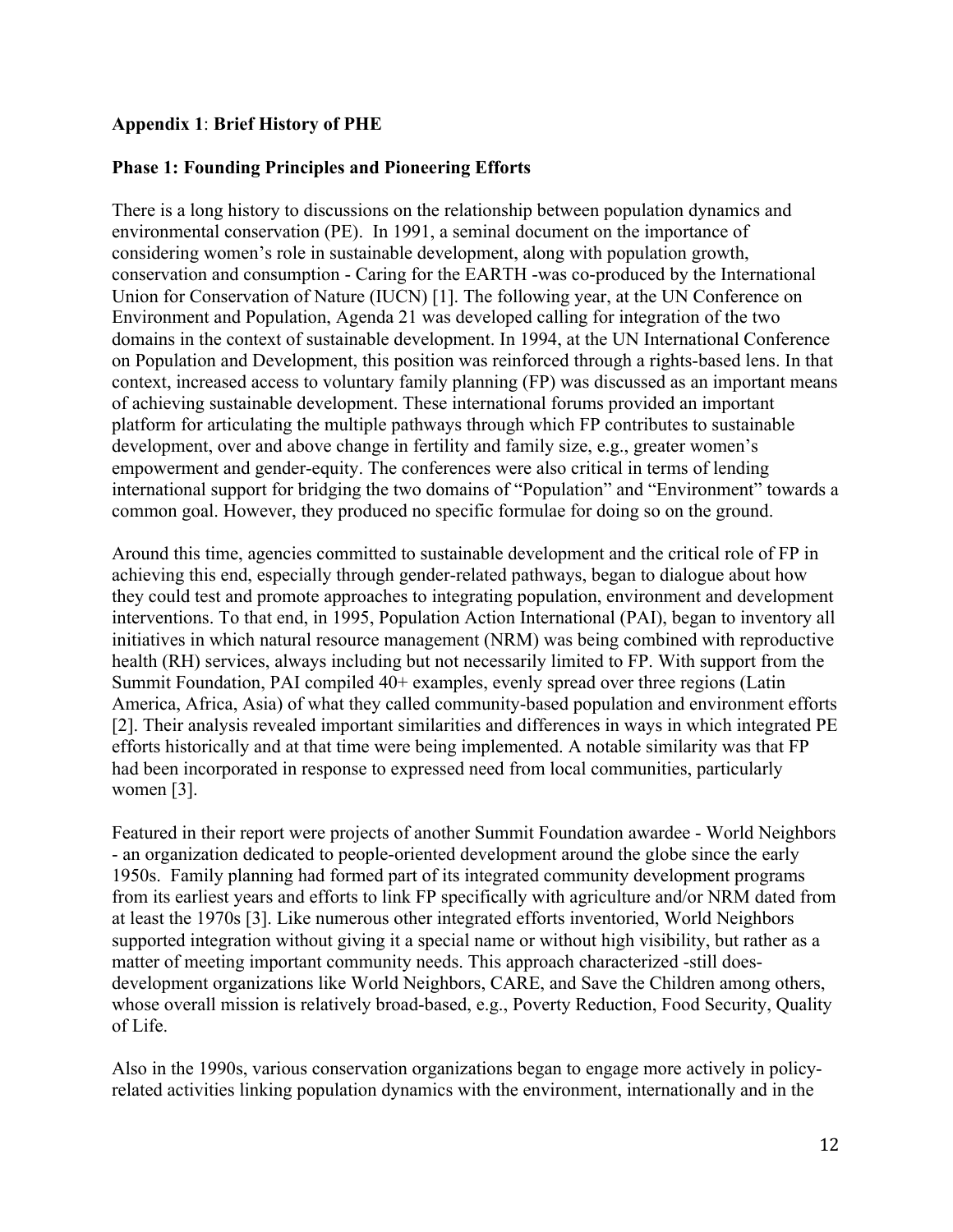**Appendix 1**: **Brief History of PHE**

**Phase 1: Founding Principles and Pioneering Efforts**

There is a long history to discussions on the relationship between population dynamics and environmental conservation (PE). In 1991, a seminal document on the importance of considering women's role in sustainable development, along with population growth, conservation and consumption - Caring for the EARTH -was co-produced by the International Union for Conservation of Nature (IUCN) [1]. The following year, at the UN Conference on Environment and Population, Agenda 21 was developed calling for integration of the two domains in the context of sustainable development. In 1994, at the UN International Conference on Population and Development, this position was reinforced through a rights-based lens. In that context, increased access to voluntary family planning (FP) was discussed as an important means of achieving sustainable development. These international forums provided an important platform for articulating the multiple pathways through which FP contributes to sustainable development, over and above change in fertility and family size, e.g., greater women's empowerment and gender-equity. The conferences were also critical in terms of lending international support for bridging the two domains of "Population" and "Environment" towards a common goal. However, they produced no specific formulae for doing so on the ground.

Around this time, agencies committed to sustainable development and the critical role of FP in achieving this end, especially through gender-related pathways, began to dialogue about how they could test and promote approaches to integrating population, environment and development interventions. To that end, in 1995, Population Action International (PAI), began to inventory all initiatives in which natural resource management (NRM) was being combined with reproductive health (RH) services, always including but not necessarily limited to FP. With support from the Summit Foundation, PAI compiled 40+ examples, evenly spread over three regions (Latin America, Africa, Asia) of what they called community-based population and environment efforts [2]. Their analysis revealed important similarities and differences in ways in which integrated PE efforts historically and at that time were being implemented. A notable similarity was that FP had been incorporated in response to expressed need from local communities, particularly women [3].

Featured in their report were projects of another Summit Foundation awardee - World Neighbors - an organization dedicated to people-oriented development around the globe since the early 1950s. Family planning had formed part of its integrated community development programs from its earliest years and efforts to link FP specifically with agriculture and/or NRM dated from at least the 1970s [3]. Like numerous other integrated efforts inventoried, World Neighbors supported integration without giving it a special name or without high visibility, but rather as a matter of meeting important community needs. This approach characterized -still does- development organizations like World Neighbors, CARE, and Save the Children among others, whose overall mission is relatively broad-based, e.g., Poverty Reduction, Food Security, Quality of Life.

Also in the 1990s, various conservation organizations began to engage more actively in policy-related activities linking population dynamics with the environment, internationally and in the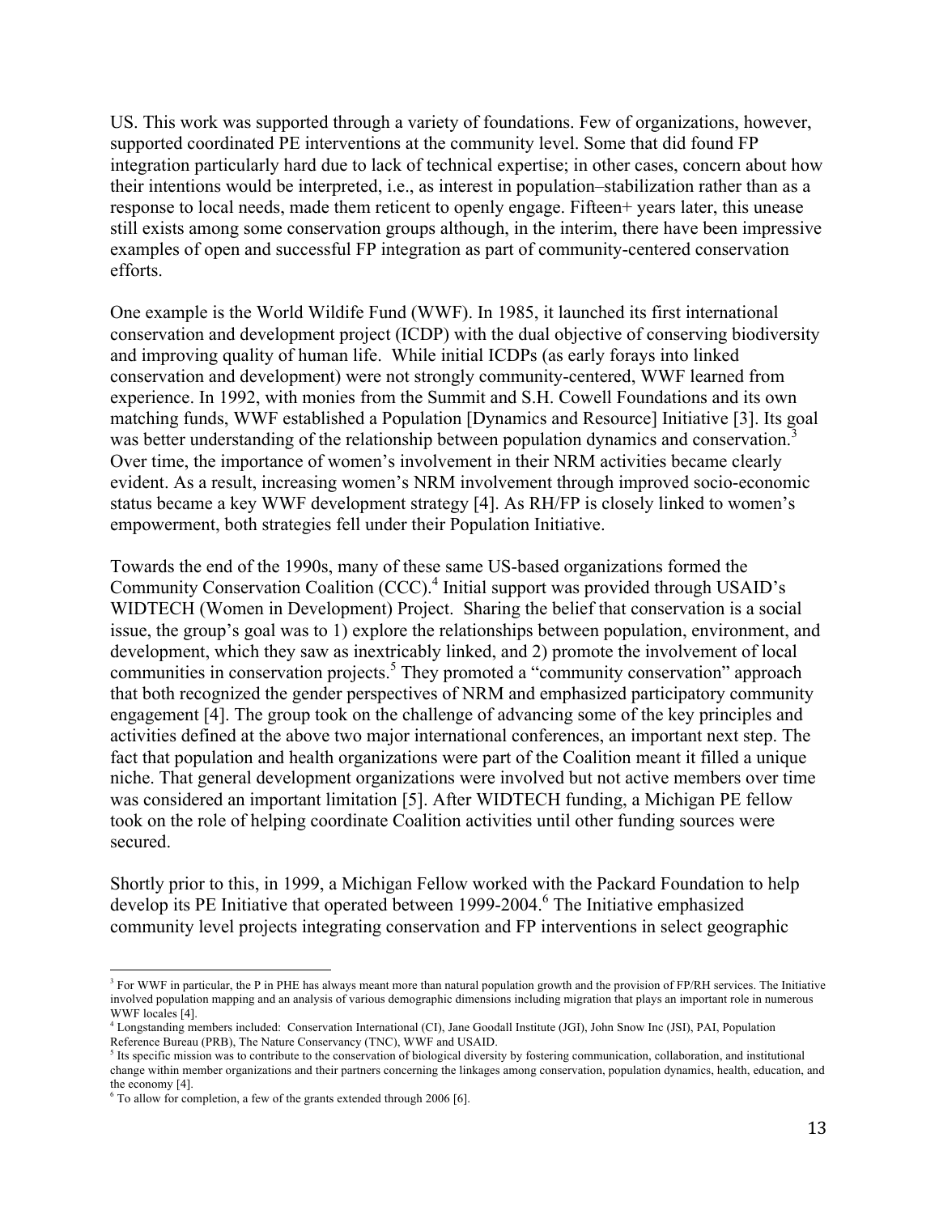US. This work was supported through a variety of foundations. Few of organizations, however, supported coordinated PE interventions at the community level. Some that did found FP integration particularly hard due to lack of technical expertise; in other cases, concern about how their intentions would be interpreted, i.e., as interest in population–stabilization rather than as a response to local needs, made them reticent to openly engage. Fifteen+ years later, this unease still exists among some conservation groups although, in the interim, there have been impressive examples of open and successful FP integration as part of community-centered conservation efforts.

One example is the World Wildife Fund (WWF). In 1985, it launched its first international conservation and development project (ICDP) with the dual objective of conserving biodiversity and improving quality of human life. While initial ICDPs (as early forays into linked conservation and development) were not strongly community-centered, WWF learned from experience. In 1992, with monies from the Summit and S.H. Cowell Foundations and its own matching funds, WWF established a Population [Dynamics and Resource] Initiative [3]. Its goal was better understanding of the relationship between population dynamics and conservation.[3] Over time, the importance of women's involvement in their NRM activities became clearly evident. As a result, increasing women's NRM involvement through improved socio-economic status became a key WWF development strategy [4]. As RH/FP is closely linked to women's empowerment, both strategies fell under their Population Initiative.

Towards the end of the 1990s, many of these same US-based organizations formed the Community Conservation Coalition (CCC).[4] Initial support was provided through USAID's WIDTECH (Women in Development) Project. Sharing the belief that conservation is a social issue, the group's goal was to 1) explore the relationships between population, environment, and development, which they saw as inextricably linked, and 2) promote the involvement of local communities in conservation projects.[5] They promoted a "community conservation" approach that both recognized the gender perspectives of NRM and emphasized participatory community engagement [4]. The group took on the challenge of advancing some of the key principles and activities defined at the above two major international conferences, an important next step. The fact that population and health organizations were part of the Coalition meant it filled a unique niche. That general development organizations were involved but not active members over time was considered an important limitation [5]. After WIDTECH funding, a Michigan PE fellow took on the role of helping coordinate Coalition activities until other funding sources were secured.

Shortly prior to this, in 1999, a Michigan Fellow worked with the Packard Foundation to help develop its PE Initiative that operated between 1999-2004.[6] The Initiative emphasized community level projects integrating conservation and FP interventions in select geographic

---

[3] For WWF in particular, the P in PHE has always meant more than natural population growth and the provision of FP/RH services. The Initiative involved population mapping and an analysis of various demographic dimensions including migration that plays an important role in numerous WWF locales [4].

[4] Longstanding members included: Conservation International (CI), Jane Goodall Institute (JGI), John Snow Inc (JSI), PAI, Population Reference Bureau (PRB), The Nature Conservancy (TNC), WWF and USAID.

[5] Its specific mission was to contribute to the conservation of biological diversity by fostering communication, collaboration, and institutional change within member organizations and their partners concerning the linkages among conservation, population dynamics, health, education, and the economy [4].

[6] To allow for completion, a few of the grants extended through 2006 [6].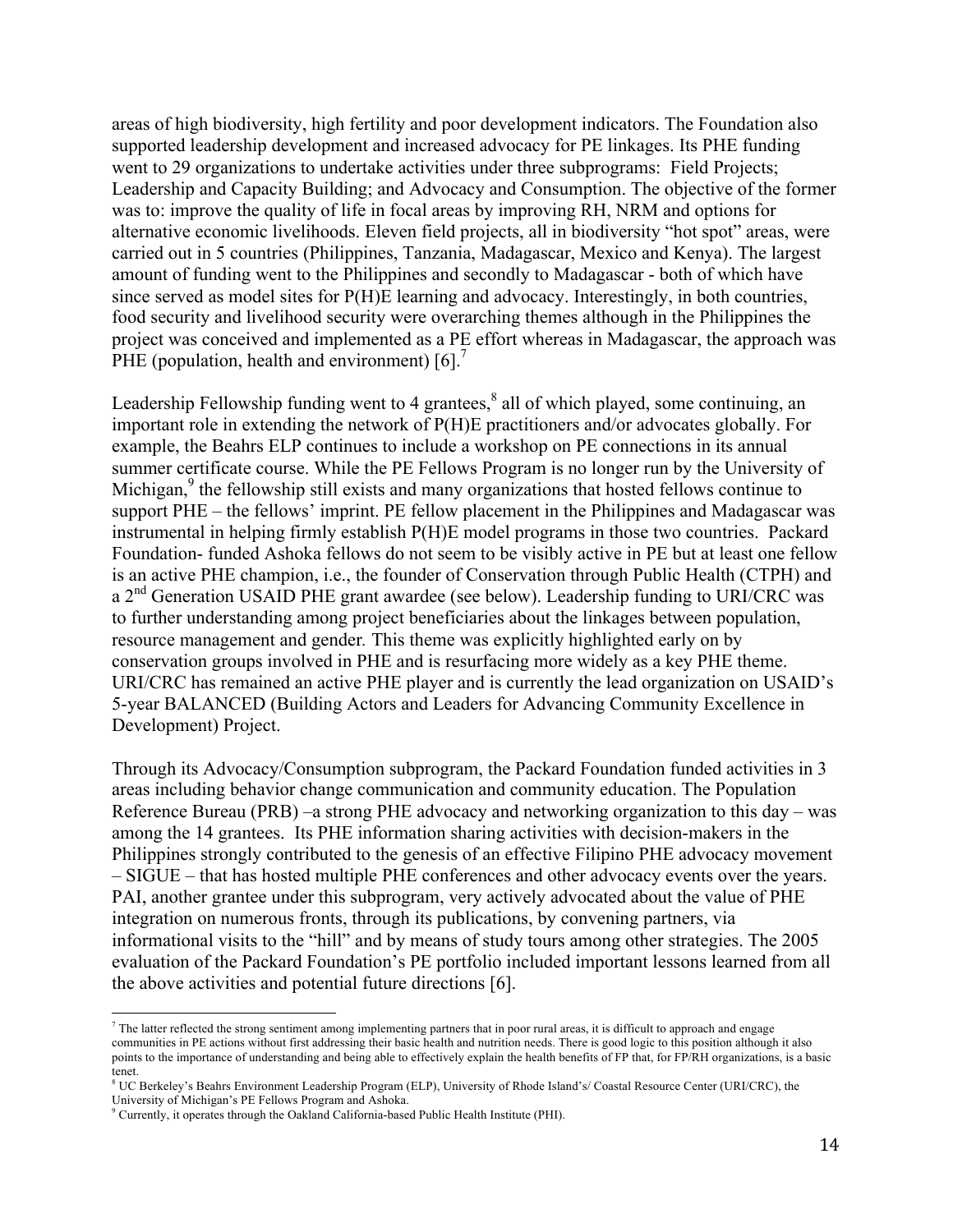areas of high biodiversity, high fertility and poor development indicators. The Foundation also supported leadership development and increased advocacy for PE linkages. Its PHE funding went to 29 organizations to undertake activities under three subprograms: Field Projects; Leadership and Capacity Building; and Advocacy and Consumption. The objective of the former was to: improve the quality of life in focal areas by improving RH, NRM and options for alternative economic livelihoods. Eleven field projects, all in biodiversity "hot spot" areas, were carried out in 5 countries (Philippines, Tanzania, Madagascar, Mexico and Kenya). The largest amount of funding went to the Philippines and secondly to Madagascar - both of which have since served as model sites for P(H)E learning and advocacy. Interestingly, in both countries, food security and livelihood security were overarching themes although in the Philippines the project was conceived and implemented as a PE effort whereas in Madagascar, the approach was PHE (population, health and environment) [6].[7]

Leadership Fellowship funding went to 4 grantees,[8] all of which played, some continuing, an important role in extending the network of P(H)E practitioners and/or advocates globally. For example, the Beahrs ELP continues to include a workshop on PE connections in its annual summer certificate course. While the PE Fellows Program is no longer run by the University of Michigan,[9] the fellowship still exists and many organizations that hosted fellows continue to support PHE – the fellows' imprint. PE fellow placement in the Philippines and Madagascar was instrumental in helping firmly establish P(H)E model programs in those two countries. Packard Foundation- funded Ashoka fellows do not seem to be visibly active in PE but at least one fellow is an active PHE champion, i.e., the founder of Conservation through Public Health (CTPH) and a 2nd Generation USAID PHE grant awardee (see below). Leadership funding to URI/CRC was to further understanding among project beneficiaries about the linkages between population, resource management and gender. This theme was explicitly highlighted early on by conservation groups involved in PHE and is resurfacing more widely as a key PHE theme. URI/CRC has remained an active PHE player and is currently the lead organization on USAID's 5-year BALANCED (Building Actors and Leaders for Advancing Community Excellence in Development) Project.

Through its Advocacy/Consumption subprogram, the Packard Foundation funded activities in 3 areas including behavior change communication and community education. The Population Reference Bureau (PRB) –a strong PHE advocacy and networking organization to this day – was among the 14 grantees. Its PHE information sharing activities with decision-makers in the Philippines strongly contributed to the genesis of an effective Filipino PHE advocacy movement – SIGUE – that has hosted multiple PHE conferences and other advocacy events over the years. PAI, another grantee under this subprogram, very actively advocated about the value of PHE integration on numerous fronts, through its publications, by convening partners, via informational visits to the "hill" and by means of study tours among other strategies. The 2005 evaluation of the Packard Foundation's PE portfolio included important lessons learned from all the above activities and potential future directions [6].

---

[7] The latter reflected the strong sentiment among implementing partners that in poor rural areas, it is difficult to approach and engage communities in PE actions without first addressing their basic health and nutrition needs. There is good logic to this position although it also points to the importance of understanding and being able to effectively explain the health benefits of FP that, for FP/RH organizations, is a basic tenet.

[8] UC Berkeley's Beahrs Environment Leadership Program (ELP), University of Rhode Island's/ Coastal Resource Center (URI/CRC), the University of Michigan's PE Fellows Program and Ashoka.

[9] Currently, it operates through the Oakland California-based Public Health Institute (PHI).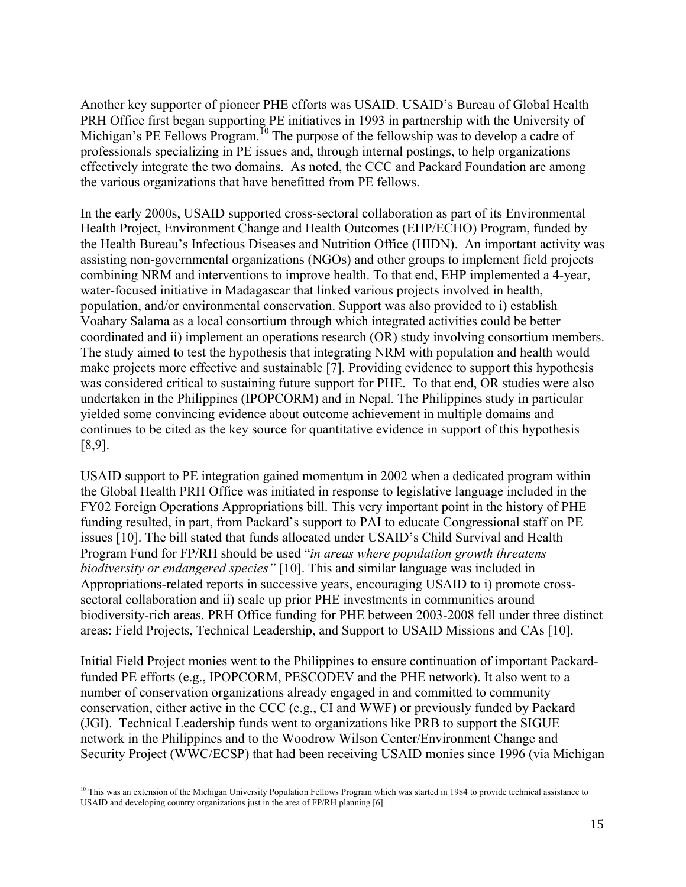Another key supporter of pioneer PHE efforts was USAID. USAID's Bureau of Global Health PRH Office first began supporting PE initiatives in 1993 in partnership with the University of Michigan's PE Fellows Program.[10] The purpose of the fellowship was to develop a cadre of professionals specializing in PE issues and, through internal postings, to help organizations effectively integrate the two domains. As noted, the CCC and Packard Foundation are among the various organizations that have benefitted from PE fellows.

In the early 2000s, USAID supported cross-sectoral collaboration as part of its Environmental Health Project, Environment Change and Health Outcomes (EHP/ECHO) Program, funded by the Health Bureau's Infectious Diseases and Nutrition Office (HIDN). An important activity was assisting non-governmental organizations (NGOs) and other groups to implement field projects combining NRM and interventions to improve health. To that end, EHP implemented a 4-year, water-focused initiative in Madagascar that linked various projects involved in health, population, and/or environmental conservation. Support was also provided to i) establish Voahary Salama as a local consortium through which integrated activities could be better coordinated and ii) implement an operations research (OR) study involving consortium members. The study aimed to test the hypothesis that integrating NRM with population and health would make projects more effective and sustainable [7]. Providing evidence to support this hypothesis was considered critical to sustaining future support for PHE. To that end, OR studies were also undertaken in the Philippines (IPOPCORM) and in Nepal. The Philippines study in particular yielded some convincing evidence about outcome achievement in multiple domains and continues to be cited as the key source for quantitative evidence in support of this hypothesis [8,9].

USAID support to PE integration gained momentum in 2002 when a dedicated program within the Global Health PRH Office was initiated in response to legislative language included in the FY02 Foreign Operations Appropriations bill. This very important point in the history of PHE funding resulted, in part, from Packard's support to PAI to educate Congressional staff on PE issues [10]. The bill stated that funds allocated under USAID's Child Survival and Health Program Fund for FP/RH should be used "*in areas where population growth threatens biodiversity or endangered species"* [10]. This and similar language was included in Appropriations-related reports in successive years, encouraging USAID to i) promote cross-sectoral collaboration and ii) scale up prior PHE investments in communities around biodiversity-rich areas. PRH Office funding for PHE between 2003-2008 fell under three distinct areas: Field Projects, Technical Leadership, and Support to USAID Missions and CAs [10].

Initial Field Project monies went to the Philippines to ensure continuation of important Packard-funded PE efforts (e.g., IPOPCORM, PESCODEV and the PHE network). It also went to a number of conservation organizations already engaged in and committed to community conservation, either active in the CCC (e.g., CI and WWF) or previously funded by Packard (JGI). Technical Leadership funds went to organizations like PRB to support the SIGUE network in the Philippines and to the Woodrow Wilson Center/Environment Change and Security Project (WWC/ECSP) that had been receiving USAID monies since 1996 (via Michigan

---

[10] This was an extension of the Michigan University Population Fellows Program which was started in 1984 to provide technical assistance to USAID and developing country organizations just in the area of FP/RH planning [6].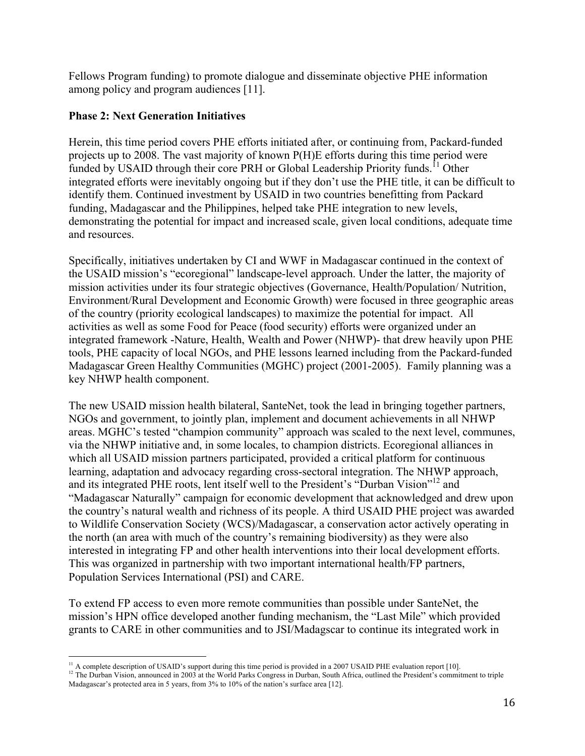Fellows Program funding) to promote dialogue and disseminate objective PHE information among policy and program audiences [11].

**Phase 2: Next Generation Initiatives**

Herein, this time period covers PHE efforts initiated after, or continuing from, Packard-funded projects up to 2008. The vast majority of known P(H)E efforts during this time period were funded by USAID through their core PRH or Global Leadership Priority funds.[11] Other integrated efforts were inevitably ongoing but if they don't use the PHE title, it can be difficult to identify them. Continued investment by USAID in two countries benefitting from Packard funding, Madagascar and the Philippines, helped take PHE integration to new levels, demonstrating the potential for impact and increased scale, given local conditions, adequate time and resources.

Specifically, initiatives undertaken by CI and WWF in Madagascar continued in the context of the USAID mission's "ecoregional" landscape-level approach. Under the latter, the majority of mission activities under its four strategic objectives (Governance, Health/Population/ Nutrition, Environment/Rural Development and Economic Growth) were focused in three geographic areas of the country (priority ecological landscapes) to maximize the potential for impact. All activities as well as some Food for Peace (food security) efforts were organized under an integrated framework -Nature, Health, Wealth and Power (NHWP)- that drew heavily upon PHE tools, PHE capacity of local NGOs, and PHE lessons learned including from the Packard-funded Madagascar Green Healthy Communities (MGHC) project (2001-2005). Family planning was a key NHWP health component.

The new USAID mission health bilateral, SanteNet, took the lead in bringing together partners, NGOs and government, to jointly plan, implement and document achievements in all NHWP areas. MGHC's tested "champion community" approach was scaled to the next level, communes, via the NHWP initiative and, in some locales, to champion districts. Ecoregional alliances in which all USAID mission partners participated, provided a critical platform for continuous learning, adaptation and advocacy regarding cross-sectoral integration. The NHWP approach, and its integrated PHE roots, lent itself well to the President's "Durban Vision"[12] and "Madagascar Naturally" campaign for economic development that acknowledged and drew upon the country's natural wealth and richness of its people. A third USAID PHE project was awarded to Wildlife Conservation Society (WCS)/Madagascar, a conservation actor actively operating in the north (an area with much of the country's remaining biodiversity) as they were also interested in integrating FP and other health interventions into their local development efforts. This was organized in partnership with two important international health/FP partners, Population Services International (PSI) and CARE.

To extend FP access to even more remote communities than possible under SanteNet, the mission's HPN office developed another funding mechanism, the "Last Mile" which provided grants to CARE in other communities and to JSI/Madgscar to continue its integrated work in

[11] A complete description of USAID's support during this time period is provided in a 2007 USAID PHE evaluation report [10].

[12] The Durban Vision, announced in 2003 at the World Parks Congress in Durban, South Africa, outlined the President's commitment to triple Madagascar's protected area in 5 years, from 3% to 10% of the nation's surface area [12].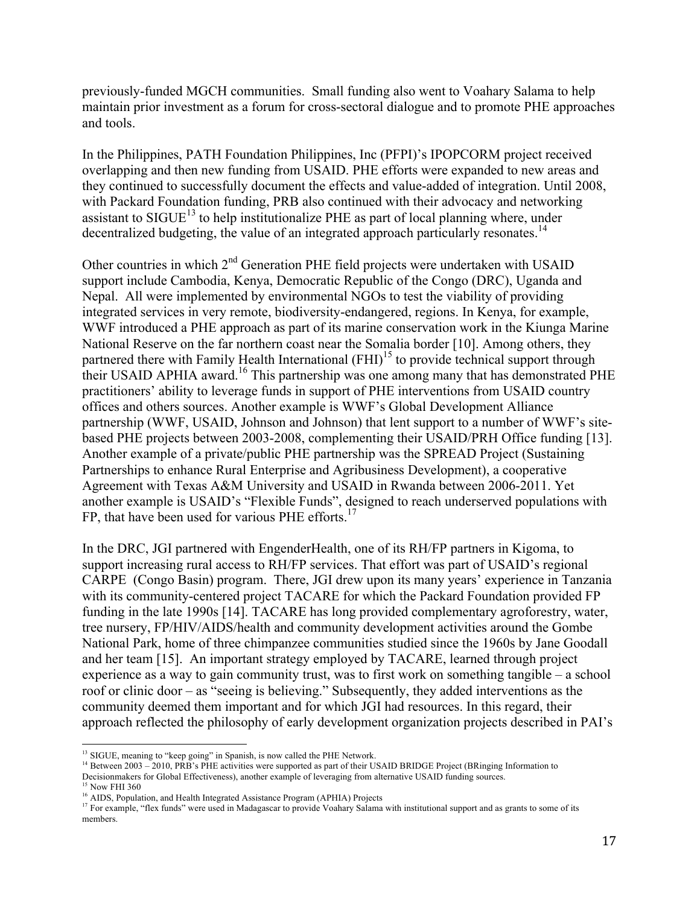previously-funded MGCH communities. Small funding also went to Voahary Salama to help maintain prior investment as a forum for cross-sectoral dialogue and to promote PHE approaches and tools.

In the Philippines, PATH Foundation Philippines, Inc (PFPI)'s IPOPCORM project received overlapping and then new funding from USAID. PHE efforts were expanded to new areas and they continued to successfully document the effects and value-added of integration. Until 2008, with Packard Foundation funding, PRB also continued with their advocacy and networking assistant to SIGUE[13] to help institutionalize PHE as part of local planning where, under decentralized budgeting, the value of an integrated approach particularly resonates.[14]

Other countries in which 2nd Generation PHE field projects were undertaken with USAID support include Cambodia, Kenya, Democratic Republic of the Congo (DRC), Uganda and Nepal. All were implemented by environmental NGOs to test the viability of providing integrated services in very remote, biodiversity-endangered, regions. In Kenya, for example, WWF introduced a PHE approach as part of its marine conservation work in the Kiunga Marine National Reserve on the far northern coast near the Somalia border [10]. Among others, they partnered there with Family Health International (FHI)[15] to provide technical support through their USAID APHIA award.[16] This partnership was one among many that has demonstrated PHE practitioners' ability to leverage funds in support of PHE interventions from USAID country offices and others sources. Another example is WWF's Global Development Alliance partnership (WWF, USAID, Johnson and Johnson) that lent support to a number of WWF's site-based PHE projects between 2003-2008, complementing their USAID/PRH Office funding [13]. Another example of a private/public PHE partnership was the SPREAD Project (Sustaining Partnerships to enhance Rural Enterprise and Agribusiness Development), a cooperative Agreement with Texas A&M University and USAID in Rwanda between 2006-2011. Yet another example is USAID's "Flexible Funds", designed to reach underserved populations with FP, that have been used for various PHE efforts.[17]

In the DRC, JGI partnered with EngenderHealth, one of its RH/FP partners in Kigoma, to support increasing rural access to RH/FP services. That effort was part of USAID's regional CARPE (Congo Basin) program. There, JGI drew upon its many years' experience in Tanzania with its community-centered project TACARE for which the Packard Foundation provided FP funding in the late 1990s [14]. TACARE has long provided complementary agroforestry, water, tree nursery, FP/HIV/AIDS/health and community development activities around the Gombe National Park, home of three chimpanzee communities studied since the 1960s by Jane Goodall and her team [15]. An important strategy employed by TACARE, learned through project experience as a way to gain community trust, was to first work on something tangible – a school roof or clinic door – as "seeing is believing." Subsequently, they added interventions as the community deemed them important and for which JGI had resources. In this regard, their approach reflected the philosophy of early development organization projects described in PAI's

---

[13] SIGUE, meaning to "keep going" in Spanish, is now called the PHE Network.

[14] Between 2003 – 2010, PRB's PHE activities were supported as part of their USAID BRIDGE Project (BRinging Information to Decisionmakers for Global Effectiveness), another example of leveraging from alternative USAID funding sources.

[15] Now FHI 360

[16] AIDS, Population, and Health Integrated Assistance Program (APHIA) Projects

[17] For example, "flex funds" were used in Madagascar to provide Voahary Salama with institutional support and as grants to some of its members.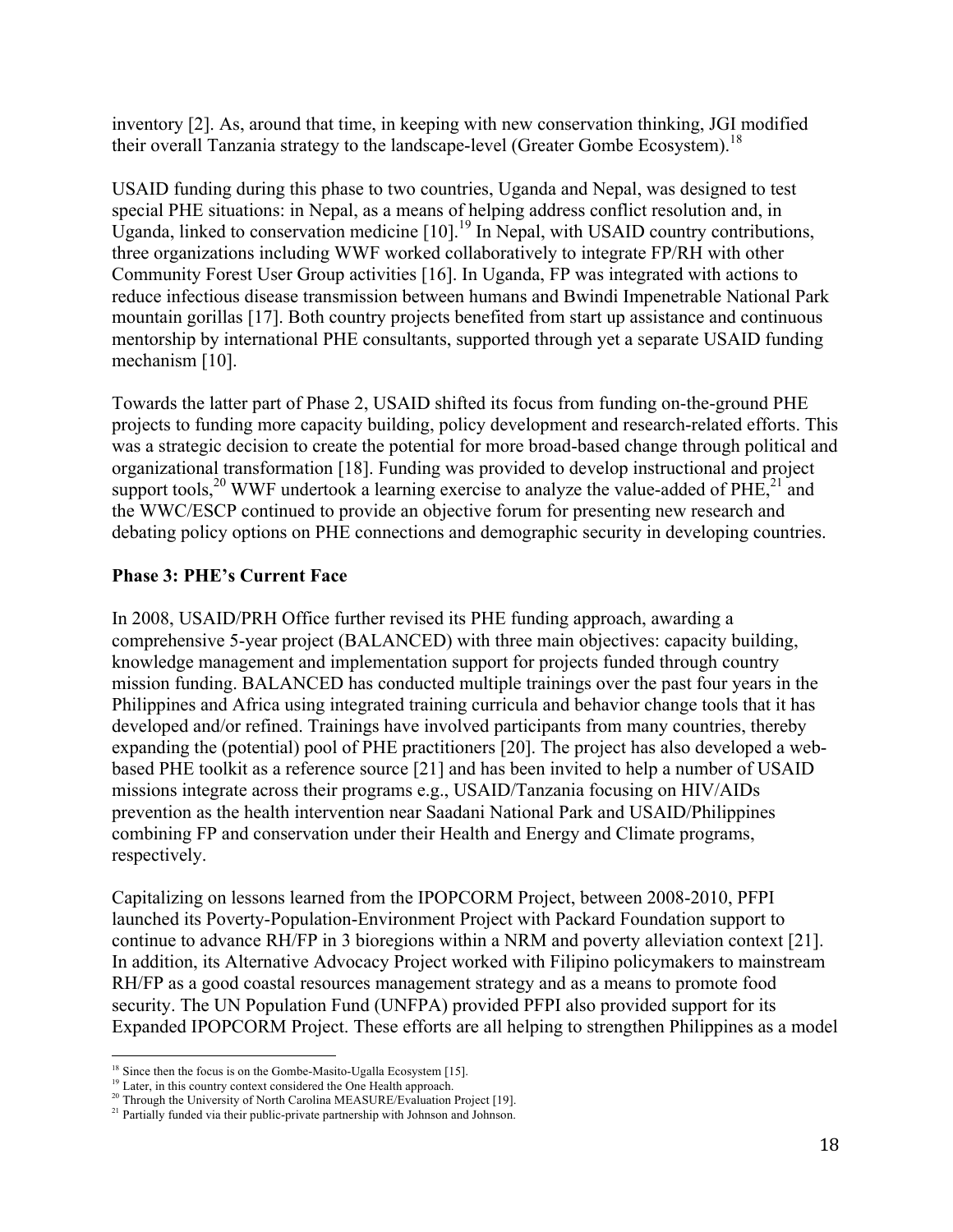inventory [2]. As, around that time, in keeping with new conservation thinking, JGI modified their overall Tanzania strategy to the landscape-level (Greater Gombe Ecosystem).[18]

USAID funding during this phase to two countries, Uganda and Nepal, was designed to test special PHE situations: in Nepal, as a means of helping address conflict resolution and, in Uganda, linked to conservation medicine [10].[19] In Nepal, with USAID country contributions, three organizations including WWF worked collaboratively to integrate FP/RH with other Community Forest User Group activities [16]. In Uganda, FP was integrated with actions to reduce infectious disease transmission between humans and Bwindi Impenetrable National Park mountain gorillas [17]. Both country projects benefited from start up assistance and continuous mentorship by international PHE consultants, supported through yet a separate USAID funding mechanism [10].

Towards the latter part of Phase 2, USAID shifted its focus from funding on-the-ground PHE projects to funding more capacity building, policy development and research-related efforts. This was a strategic decision to create the potential for more broad-based change through political and organizational transformation [18]. Funding was provided to develop instructional and project support tools,[20] WWF undertook a learning exercise to analyze the value-added of PHE,[21] and the WWC/ESCP continued to provide an objective forum for presenting new research and debating policy options on PHE connections and demographic security in developing countries.

**Phase 3: PHE's Current Face**

In 2008, USAID/PRH Office further revised its PHE funding approach, awarding a comprehensive 5-year project (BALANCED) with three main objectives: capacity building, knowledge management and implementation support for projects funded through country mission funding. BALANCED has conducted multiple trainings over the past four years in the Philippines and Africa using integrated training curricula and behavior change tools that it has developed and/or refined. Trainings have involved participants from many countries, thereby expanding the (potential) pool of PHE practitioners [20]. The project has also developed a web-based PHE toolkit as a reference source [21] and has been invited to help a number of USAID missions integrate across their programs e.g., USAID/Tanzania focusing on HIV/AIDs prevention as the health intervention near Saadani National Park and USAID/Philippines combining FP and conservation under their Health and Energy and Climate programs, respectively.

Capitalizing on lessons learned from the IPOPCORM Project, between 2008-2010, PFPI launched its Poverty-Population-Environment Project with Packard Foundation support to continue to advance RH/FP in 3 bioregions within a NRM and poverty alleviation context [21]. In addition, its Alternative Advocacy Project worked with Filipino policymakers to mainstream RH/FP as a good coastal resources management strategy and as a means to promote food security. The UN Population Fund (UNFPA) provided PFPI also provided support for its Expanded IPOPCORM Project. These efforts are all helping to strengthen Philippines as a model

---

[18] Since then the focus is on the Gombe-Masito-Ugalla Ecosystem [15].

[19] Later, in this country context considered the One Health approach.

[20] Through the University of North Carolina MEASURE/Evaluation Project [19].

[21] Partially funded via their public-private partnership with Johnson and Johnson.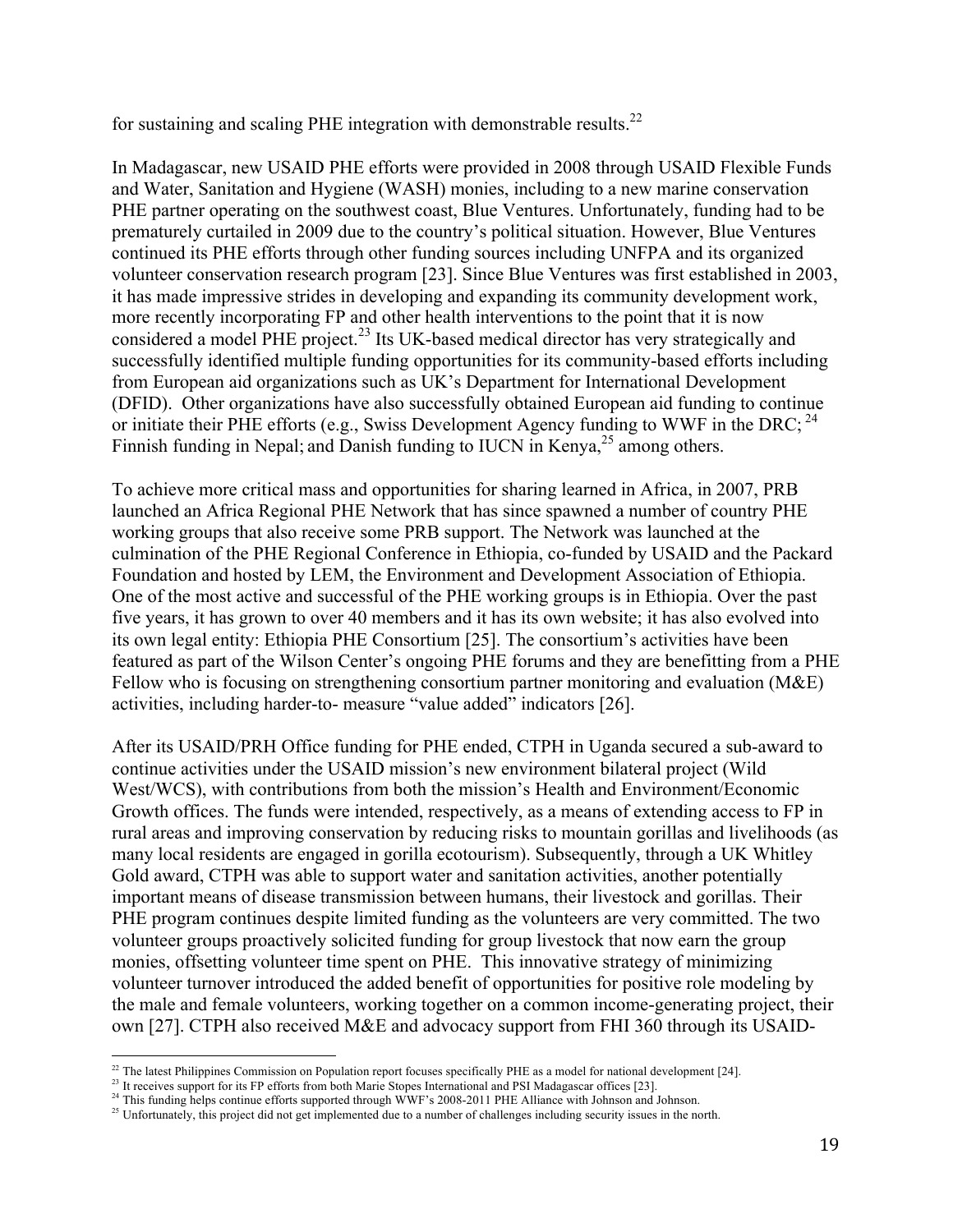for sustaining and scaling PHE integration with demonstrable results.[22]

In Madagascar, new USAID PHE efforts were provided in 2008 through USAID Flexible Funds and Water, Sanitation and Hygiene (WASH) monies, including to a new marine conservation PHE partner operating on the southwest coast, Blue Ventures. Unfortunately, funding had to be prematurely curtailed in 2009 due to the country's political situation. However, Blue Ventures continued its PHE efforts through other funding sources including UNFPA and its organized volunteer conservation research program [23]. Since Blue Ventures was first established in 2003, it has made impressive strides in developing and expanding its community development work, more recently incorporating FP and other health interventions to the point that it is now considered a model PHE project.[23] Its UK-based medical director has very strategically and successfully identified multiple funding opportunities for its community-based efforts including from European aid organizations such as UK's Department for International Development (DFID). Other organizations have also successfully obtained European aid funding to continue or initiate their PHE efforts (e.g., Swiss Development Agency funding to WWF in the DRC; [24] Finnish funding in Nepal; and Danish funding to IUCN in Kenya,[25] among others.

To achieve more critical mass and opportunities for sharing learned in Africa, in 2007, PRB launched an Africa Regional PHE Network that has since spawned a number of country PHE working groups that also receive some PRB support. The Network was launched at the culmination of the PHE Regional Conference in Ethiopia, co-funded by USAID and the Packard Foundation and hosted by LEM, the Environment and Development Association of Ethiopia. One of the most active and successful of the PHE working groups is in Ethiopia. Over the past five years, it has grown to over 40 members and it has its own website; it has also evolved into its own legal entity: Ethiopia PHE Consortium [25]. The consortium's activities have been featured as part of the Wilson Center's ongoing PHE forums and they are benefitting from a PHE Fellow who is focusing on strengthening consortium partner monitoring and evaluation (M&E) activities, including harder-to- measure "value added" indicators [26].

After its USAID/PRH Office funding for PHE ended, CTPH in Uganda secured a sub-award to continue activities under the USAID mission's new environment bilateral project (Wild West/WCS), with contributions from both the mission's Health and Environment/Economic Growth offices. The funds were intended, respectively, as a means of extending access to FP in rural areas and improving conservation by reducing risks to mountain gorillas and livelihoods (as many local residents are engaged in gorilla ecotourism). Subsequently, through a UK Whitley Gold award, CTPH was able to support water and sanitation activities, another potentially important means of disease transmission between humans, their livestock and gorillas. Their PHE program continues despite limited funding as the volunteers are very committed. The two volunteer groups proactively solicited funding for group livestock that now earn the group monies, offsetting volunteer time spent on PHE. This innovative strategy of minimizing volunteer turnover introduced the added benefit of opportunities for positive role modeling by the male and female volunteers, working together on a common income-generating project, their own [27]. CTPH also received M&E and advocacy support from FHI 360 through its USAID-

---

[22] The latest Philippines Commission on Population report focuses specifically PHE as a model for national development [24].

[23] It receives support for its FP efforts from both Marie Stopes International and PSI Madagascar offices [23].

[24] This funding helps continue efforts supported through WWF's 2008-2011 PHE Alliance with Johnson and Johnson.

[25] Unfortunately, this project did not get implemented due to a number of challenges including security issues in the north.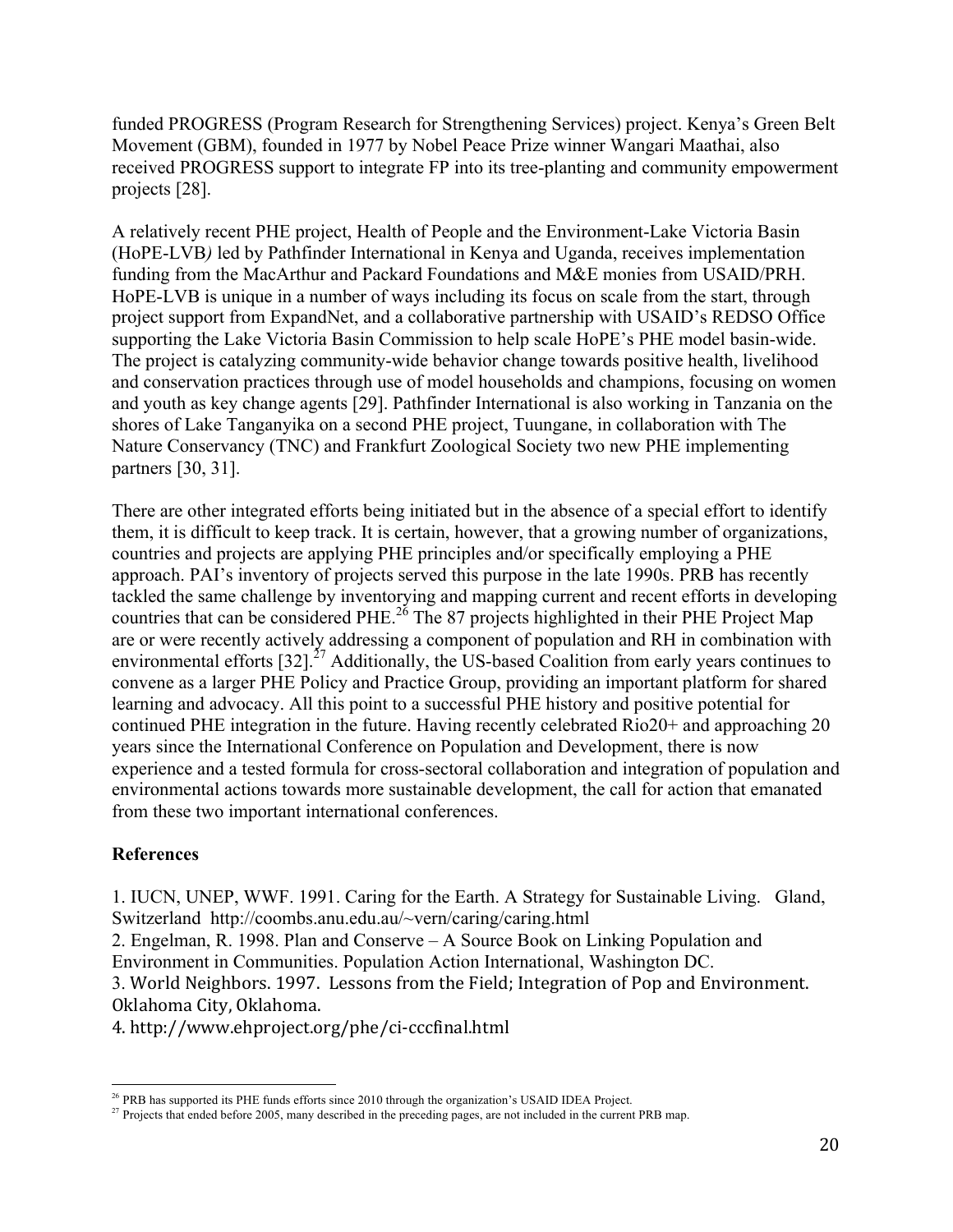funded PROGRESS (Program Research for Strengthening Services) project. Kenya's Green Belt Movement (GBM), founded in 1977 by Nobel Peace Prize winner Wangari Maathai, also received PROGRESS support to integrate FP into its tree-planting and community empowerment projects [28].

A relatively recent PHE project, Health of People and the Environment-Lake Victoria Basin (HoPE-LVB*)* led by Pathfinder International in Kenya and Uganda, receives implementation funding from the MacArthur and Packard Foundations and M&E monies from USAID/PRH. HoPE-LVB is unique in a number of ways including its focus on scale from the start, through project support from ExpandNet, and a collaborative partnership with USAID's REDSO Office supporting the Lake Victoria Basin Commission to help scale HoPE's PHE model basin-wide. The project is catalyzing community-wide behavior change towards positive health, livelihood and conservation practices through use of model households and champions, focusing on women and youth as key change agents [29]. Pathfinder International is also working in Tanzania on the shores of Lake Tanganyika on a second PHE project, Tuungane, in collaboration with The Nature Conservancy (TNC) and Frankfurt Zoological Society two new PHE implementing partners [30, 31].

There are other integrated efforts being initiated but in the absence of a special effort to identify them, it is difficult to keep track. It is certain, however, that a growing number of organizations, countries and projects are applying PHE principles and/or specifically employing a PHE approach. PAI's inventory of projects served this purpose in the late 1990s. PRB has recently tackled the same challenge by inventorying and mapping current and recent efforts in developing countries that can be considered PHE.[26] The 87 projects highlighted in their PHE Project Map are or were recently actively addressing a component of population and RH in combination with environmental efforts [32].[27] Additionally, the US-based Coalition from early years continues to convene as a larger PHE Policy and Practice Group, providing an important platform for shared learning and advocacy. All this point to a successful PHE history and positive potential for continued PHE integration in the future. Having recently celebrated Rio20+ and approaching 20 years since the International Conference on Population and Development, there is now experience and a tested formula for cross-sectoral collaboration and integration of population and environmental actions towards more sustainable development, the call for action that emanated from these two important international conferences.

**References**

1. IUCN, UNEP, WWF. 1991. Caring for the Earth. A Strategy for Sustainable Living. Gland, Switzerland http://coombs.anu.edu.au/~vern/caring/caring.html
2. Engelman, R. 1998. Plan and Conserve – A Source Book on Linking Population and Environment in Communities. Population Action International, Washington DC.
3. World Neighbors. 1997. Lessons from the Field; Integration of Pop and Environment. Oklahoma City, Oklahoma.
4. http://www.ehproject.org/phe/ci-cccfinal.html

---

[26] PRB has supported its PHE funds efforts since 2010 through the organization's USAID IDEA Project.

[27] Projects that ended before 2005, many described in the preceding pages, are not included in the current PRB map.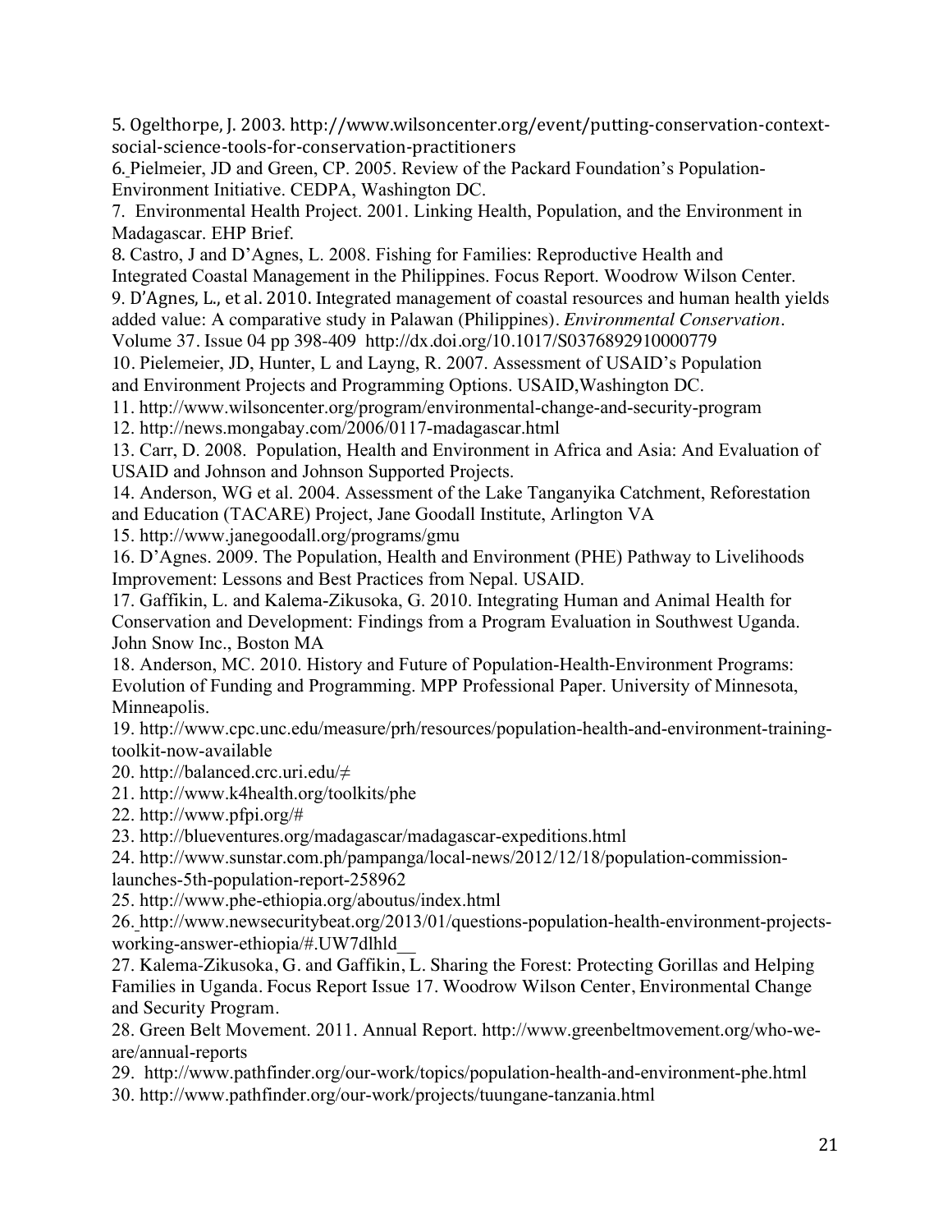5. Ogelthorpe, J. 2003. http://www.wilsoncenter.org/event/putting-conservation-context-social-science-tools-for-conservation-practitioners

6. Pielmeier, JD and Green, CP. 2005. Review of the Packard Foundation's Population-Environment Initiative. CEDPA, Washington DC.

7. Environmental Health Project. 2001. Linking Health, Population, and the Environment in Madagascar. EHP Brief.

8. Castro, J and D'Agnes, L. 2008. Fishing for Families: Reproductive Health and Integrated Coastal Management in the Philippines. Focus Report. Woodrow Wilson Center.

9. D'Agnes, L., et al. 2010. Integrated management of coastal resources and human health yields added value: A comparative study in Palawan (Philippines). *Environmental Conservation*. Volume 37. Issue 04 pp 398-409 http://dx.doi.org/10.1017/S0376892910000779

10. Pielemeier, JD, Hunter, L and Layng, R. 2007. Assessment of USAID's Population and Environment Projects and Programming Options. USAID,Washington DC.

11. http://www.wilsoncenter.org/program/environmental-change-and-security-program

12. http://news.mongabay.com/2006/0117-madagascar.html

13. Carr, D. 2008. Population, Health and Environment in Africa and Asia: And Evaluation of USAID and Johnson and Johnson Supported Projects.

14. Anderson, WG et al. 2004. Assessment of the Lake Tanganyika Catchment, Reforestation and Education (TACARE) Project, Jane Goodall Institute, Arlington VA

15. http://www.janegoodall.org/programs/gmu

16. D'Agnes. 2009. The Population, Health and Environment (PHE) Pathway to Livelihoods Improvement: Lessons and Best Practices from Nepal. USAID.

17. Gaffikin, L. and Kalema-Zikusoka, G. 2010. Integrating Human and Animal Health for Conservation and Development: Findings from a Program Evaluation in Southwest Uganda. John Snow Inc., Boston MA

18. Anderson, MC. 2010. History and Future of Population-Health-Environment Programs: Evolution of Funding and Programming. MPP Professional Paper. University of Minnesota, Minneapolis.

19. http://www.cpc.unc.edu/measure/prh/resources/population-health-and-environment-training-toolkit-now-available

20. http://balanced.crc.uri.edu/≠

21. http://www.k4health.org/toolkits/phe

22. http://www.pfpi.org/#

23. http://blueventures.org/madagascar/madagascar-expeditions.html

24. http://www.sunstar.com.ph/pampanga/local-news/2012/12/18/population-commission-launches-5th-population-report-258962

25. http://www.phe-ethiopia.org/aboutus/index.html

26. http://www.newsecuritybeat.org/2013/01/questions-population-health-environment-projects-working-answer-ethiopia/#.UW7dlhld__

27. Kalema-Zikusoka, G. and Gaffikin, L. Sharing the Forest: Protecting Gorillas and Helping Families in Uganda. Focus Report Issue 17. Woodrow Wilson Center, Environmental Change and Security Program.

28. Green Belt Movement. 2011. Annual Report. http://www.greenbeltmovement.org/who-we-are/annual-reports

29. http://www.pathfinder.org/our-work/topics/population-health-and-environment-phe.html

30. http://www.pathfinder.org/our-work/projects/tuungane-tanzania.html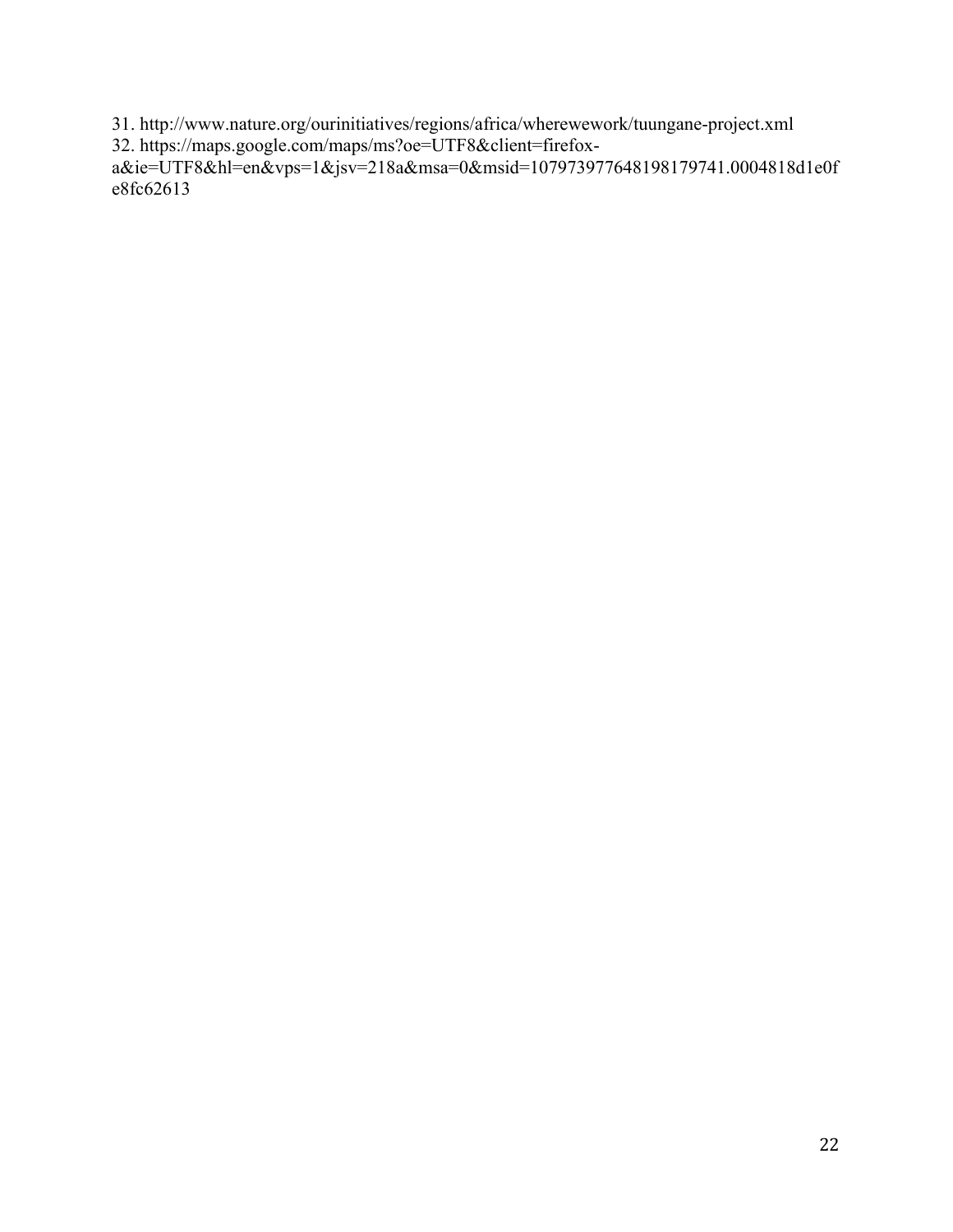31. http://www.nature.org/ourinitiatives/regions/africa/wherewework/tuungane-project.xml
32. https://maps.google.com/maps/ms?oe=UTF8&client=firefox-a&ie=UTF8&hl=en&vps=1&jsv=218a&msa=0&msid=107973977648198179741.0004818d1e0fe8fc62613